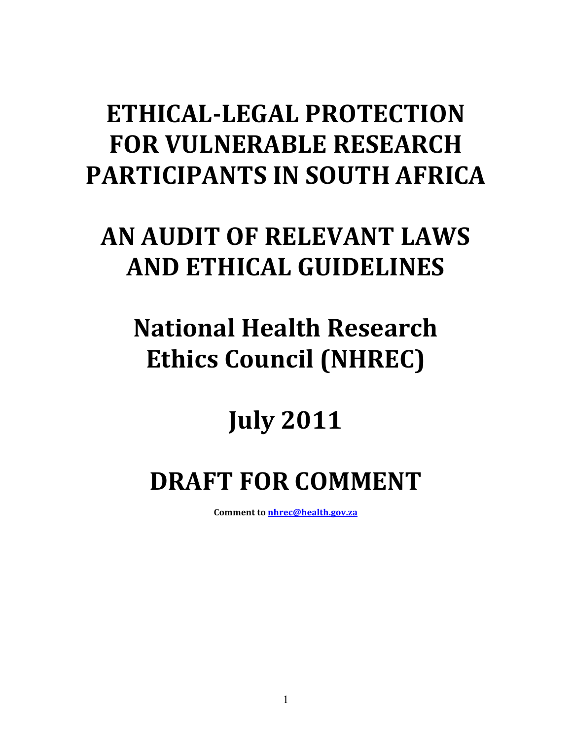# ETHICAL-LEGAL PROTECTION FOR VULNERABLE RESEARCH PARTICIPANTS IN SOUTH AFRICA

# AN AUDIT OF RELEVANT LAWS AND ETHICAL GUIDELINES

# National Health Research Ethics Council (NHREC)

# July 2011

# DRAFT FOR COMMENT

**Comment to nhrec@health.gov.za**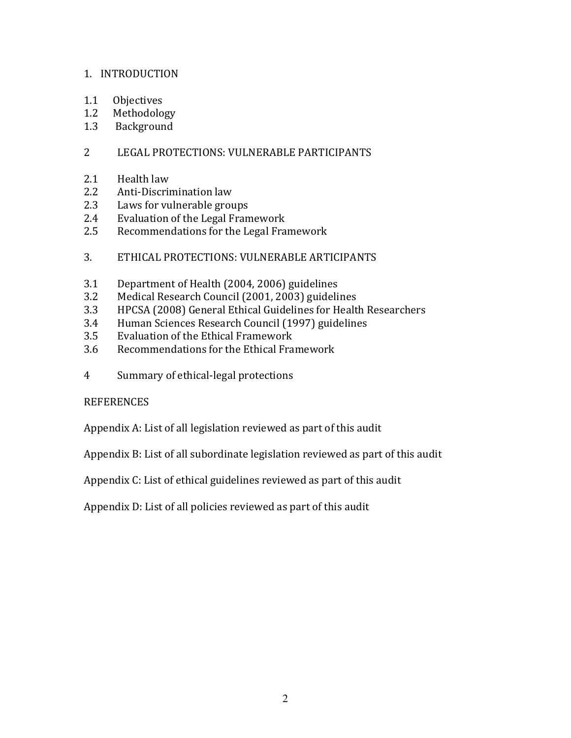1. INTRODUCTION

1.1 Objectives
1.2 Methodology
1.3 Background

2 LEGAL PROTECTIONS: VULNERABLE PARTICIPANTS

2.1 Health law
2.2 Anti-Discrimination law
2.3 Laws for vulnerable groups
2.4 Evaluation of the Legal Framework
2.5 Recommendations for the Legal Framework

3. ETHICAL PROTECTIONS: VULNERABLE ARTICIPANTS

3.1 Department of Health (2004, 2006) guidelines
3.2 Medical Research Council (2001, 2003) guidelines
3.3 HPCSA (2008) General Ethical Guidelines for Health Researchers
3.4 Human Sciences Research Council (1997) guidelines
3.5 Evaluation of the Ethical Framework
3.6 Recommendations for the Ethical Framework

4 Summary of ethical-legal protections

REFERENCES

Appendix A: List of all legislation reviewed as part of this audit

Appendix B: List of all subordinate legislation reviewed as part of this audit

Appendix C: List of ethical guidelines reviewed as part of this audit

Appendix D: List of all policies reviewed as part of this audit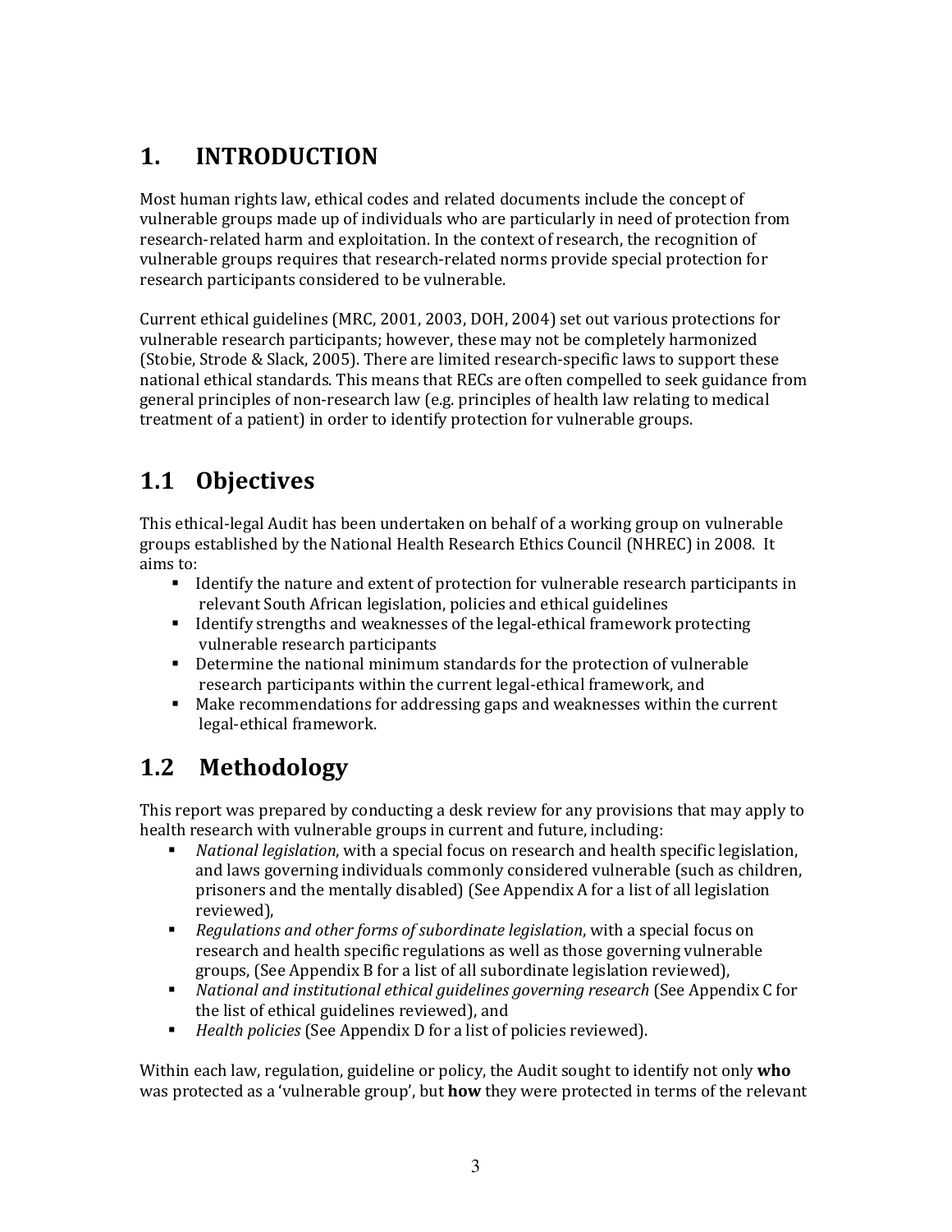# 1. INTRODUCTION

Most human rights law, ethical codes and related documents include the concept of vulnerable groups made up of individuals who are particularly in need of protection from research-related harm and exploitation. In the context of research, the recognition of vulnerable groups requires that research-related norms provide special protection for research participants considered to be vulnerable.

Current ethical guidelines (MRC, 2001, 2003, DOH, 2004) set out various protections for vulnerable research participants; however, these may not be completely harmonized (Stobie, Strode & Slack, 2005). There are limited research-specific laws to support these national ethical standards. This means that RECs are often compelled to seek guidance from general principles of non-research law (e.g. principles of health law relating to medical treatment of a patient) in order to identify protection for vulnerable groups.

## 1.1 Objectives

This ethical-legal Audit has been undertaken on behalf of a working group on vulnerable groups established by the National Health Research Ethics Council (NHREC) in 2008. It aims to:

- Identify the nature and extent of protection for vulnerable research participants in relevant South African legislation, policies and ethical guidelines
- Identify strengths and weaknesses of the legal-ethical framework protecting vulnerable research participants
- Determine the national minimum standards for the protection of vulnerable research participants within the current legal-ethical framework, and
- Make recommendations for addressing gaps and weaknesses within the current legal-ethical framework.

## 1.2 Methodology

This report was prepared by conducting a desk review for any provisions that may apply to health research with vulnerable groups in current and future, including:

- *National legislation*, with a special focus on research and health specific legislation, and laws governing individuals commonly considered vulnerable (such as children, prisoners and the mentally disabled) (See Appendix A for a list of all legislation reviewed),
- *Regulations and other forms of subordinate legislation*, with a special focus on research and health specific regulations as well as those governing vulnerable groups, (See Appendix B for a list of all subordinate legislation reviewed),
- *National and institutional ethical guidelines governing research* (See Appendix C for the list of ethical guidelines reviewed), and
- *Health policies* (See Appendix D for a list of policies reviewed).

Within each law, regulation, guideline or policy, the Audit sought to identify not only **who** was protected as a 'vulnerable group', but **how** they were protected in terms of the relevant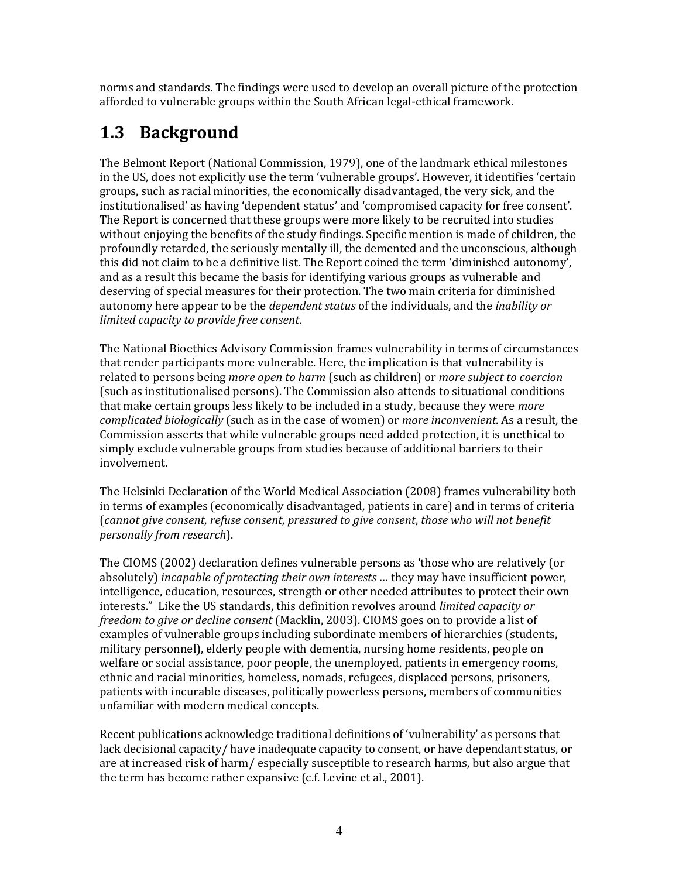norms and standards. The findings were used to develop an overall picture of the protection afforded to vulnerable groups within the South African legal-ethical framework.

## 1.3 Background

The Belmont Report (National Commission, 1979), one of the landmark ethical milestones in the US, does not explicitly use the term 'vulnerable groups'. However, it identifies 'certain groups, such as racial minorities, the economically disadvantaged, the very sick, and the institutionalised' as having 'dependent status' and 'compromised capacity for free consent'. The Report is concerned that these groups were more likely to be recruited into studies without enjoying the benefits of the study findings. Specific mention is made of children, the profoundly retarded, the seriously mentally ill, the demented and the unconscious, although this did not claim to be a definitive list. The Report coined the term 'diminished autonomy', and as a result this became the basis for identifying various groups as vulnerable and deserving of special measures for their protection. The two main criteria for diminished autonomy here appear to be the *dependent status* of the individuals, and the *inability or limited capacity to provide free consent*.

The National Bioethics Advisory Commission frames vulnerability in terms of circumstances that render participants more vulnerable. Here, the implication is that vulnerability is related to persons being *more open to harm* (such as children) or *more subject to coercion* (such as institutionalised persons). The Commission also attends to situational conditions that make certain groups less likely to be included in a study, because they were *more complicated biologically* (such as in the case of women) or *more inconvenient*. As a result, the Commission asserts that while vulnerable groups need added protection, it is unethical to simply exclude vulnerable groups from studies because of additional barriers to their involvement.

The Helsinki Declaration of the World Medical Association (2008) frames vulnerability both in terms of examples (economically disadvantaged, patients in care) and in terms of criteria (*cannot give consent*, *refuse consent*, *pressured to give consent*, *those who will not benefit personally from research*).

The CIOMS (2002) declaration defines vulnerable persons as 'those who are relatively (or absolutely) *incapable of protecting their own interests* … they may have insufficient power, intelligence, education, resources, strength or other needed attributes to protect their own interests." Like the US standards, this definition revolves around *limited capacity or freedom to give or decline consent* (Macklin, 2003). CIOMS goes on to provide a list of examples of vulnerable groups including subordinate members of hierarchies (students, military personnel), elderly people with dementia, nursing home residents, people on welfare or social assistance, poor people, the unemployed, patients in emergency rooms, ethnic and racial minorities, homeless, nomads, refugees, displaced persons, prisoners, patients with incurable diseases, politically powerless persons, members of communities unfamiliar with modern medical concepts.

Recent publications acknowledge traditional definitions of 'vulnerability' as persons that lack decisional capacity/ have inadequate capacity to consent, or have dependant status, or are at increased risk of harm/ especially susceptible to research harms, but also argue that the term has become rather expansive (c.f. Levine et al., 2001).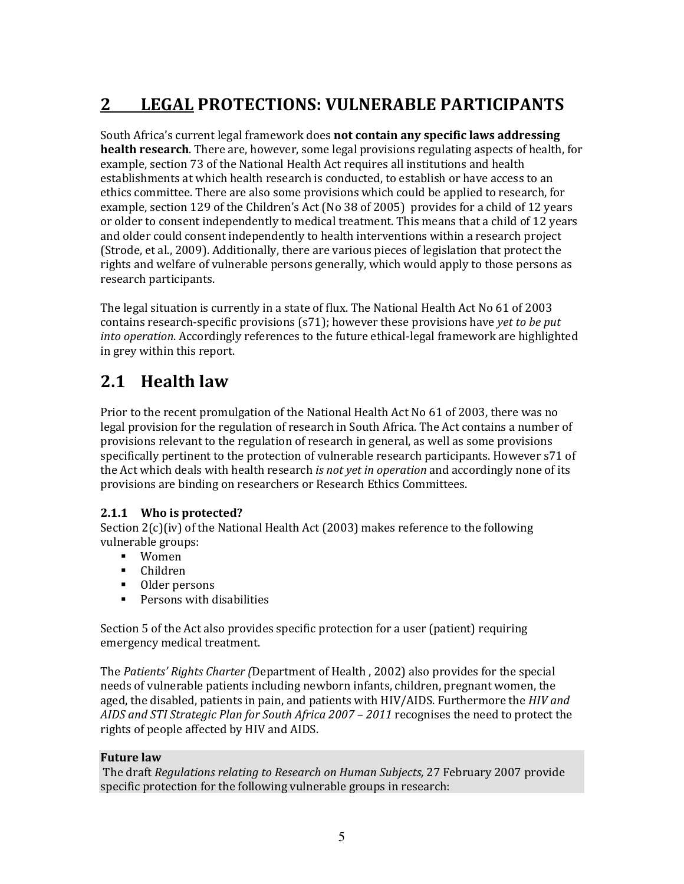# 2 LEGAL PROTECTIONS: VULNERABLE PARTICIPANTS

South Africa's current legal framework does **not contain any specific laws addressing health research**. There are, however, some legal provisions regulating aspects of health, for example, section 73 of the National Health Act requires all institutions and health establishments at which health research is conducted, to establish or have access to an ethics committee. There are also some provisions which could be applied to research, for example, section 129 of the Children's Act (No 38 of 2005) provides for a child of 12 years or older to consent independently to medical treatment. This means that a child of 12 years and older could consent independently to health interventions within a research project (Strode, et al., 2009). Additionally, there are various pieces of legislation that protect the rights and welfare of vulnerable persons generally, which would apply to those persons as research participants.

The legal situation is currently in a state of flux. The National Health Act No 61 of 2003 contains research-specific provisions (s71); however these provisions have *yet to be put into operation*. Accordingly references to the future ethical-legal framework are highlighted in grey within this report.

## 2.1 Health law

Prior to the recent promulgation of the National Health Act No 61 of 2003, there was no legal provision for the regulation of research in South Africa. The Act contains a number of provisions relevant to the regulation of research in general, as well as some provisions specifically pertinent to the protection of vulnerable research participants. However s71 of the Act which deals with health research *is not yet in operation* and accordingly none of its provisions are binding on researchers or Research Ethics Committees.

### 2.1.1 Who is protected?

Section 2(c)(iv) of the National Health Act (2003) makes reference to the following vulnerable groups:

- Women
- Children
- Older persons
- Persons with disabilities

Section 5 of the Act also provides specific protection for a user (patient) requiring emergency medical treatment.

The *Patients' Rights Charter (*Department of Health , 2002) also provides for the special needs of vulnerable patients including newborn infants, children, pregnant women, the aged, the disabled, patients in pain, and patients with HIV/AIDS. Furthermore the *HIV and AIDS and STI Strategic Plan for South Africa 2007 – 2011* recognises the need to protect the rights of people affected by HIV and AIDS.

**Future law**

The draft *Regulations relating to Research on Human Subjects,* 27 February 2007 provide specific protection for the following vulnerable groups in research: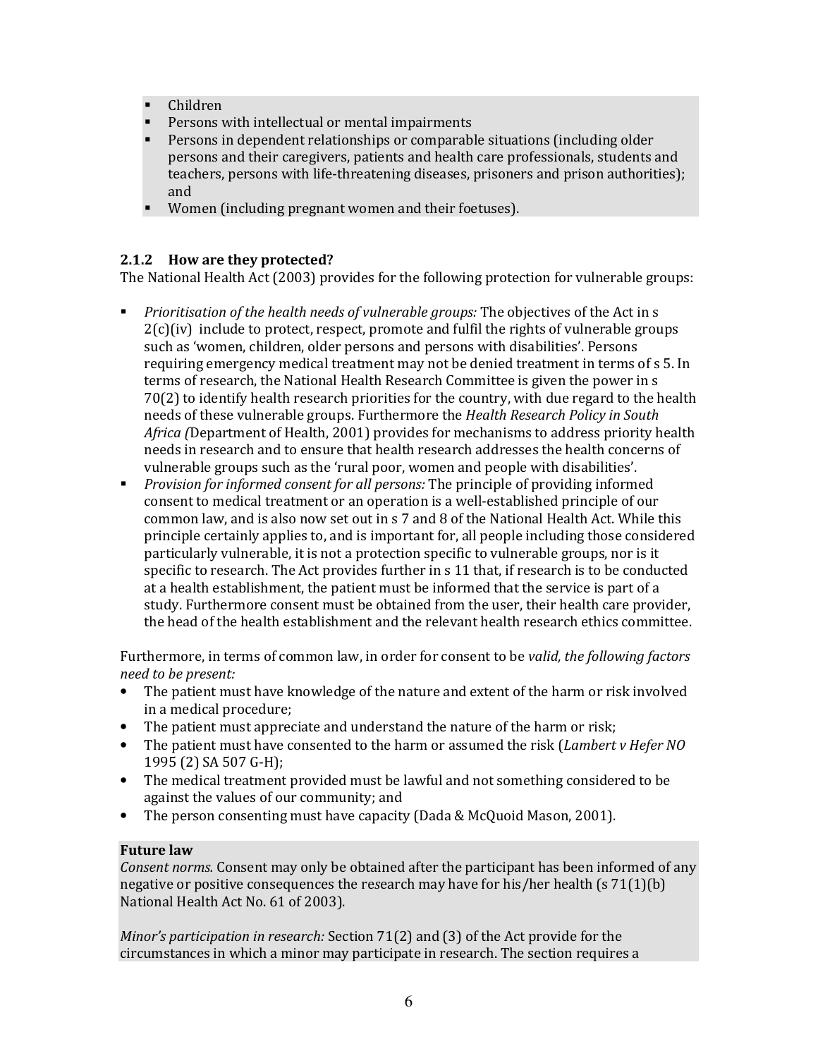- Children
- Persons with intellectual or mental impairments
- Persons in dependent relationships or comparable situations (including older persons and their caregivers, patients and health care professionals, students and teachers, persons with life-threatening diseases, prisoners and prison authorities); and
- Women (including pregnant women and their foetuses).

### 2.1.2 How are they protected?

The National Health Act (2003) provides for the following protection for vulnerable groups:

- *Prioritisation of the health needs of vulnerable groups:* The objectives of the Act in s 2(c)(iv) include to protect, respect, promote and fulfil the rights of vulnerable groups such as 'women, children, older persons and persons with disabilities'. Persons requiring emergency medical treatment may not be denied treatment in terms of s 5. In terms of research, the National Health Research Committee is given the power in s 70(2) to identify health research priorities for the country, with due regard to the health needs of these vulnerable groups. Furthermore the *Health Research Policy in South Africa (*Department of Health, 2001) provides for mechanisms to address priority health needs in research and to ensure that health research addresses the health concerns of vulnerable groups such as the 'rural poor, women and people with disabilities'.
- *Provision for informed consent for all persons:* The principle of providing informed consent to medical treatment or an operation is a well-established principle of our common law, and is also now set out in s 7 and 8 of the National Health Act. While this principle certainly applies to, and is important for, all people including those considered particularly vulnerable, it is not a protection specific to vulnerable groups, nor is it specific to research. The Act provides further in s 11 that, if research is to be conducted at a health establishment, the patient must be informed that the service is part of a study. Furthermore consent must be obtained from the user, their health care provider, the head of the health establishment and the relevant health research ethics committee.

Furthermore, in terms of common law, in order for consent to be *valid, the following factors need to be present:*

- The patient must have knowledge of the nature and extent of the harm or risk involved in a medical procedure;
- The patient must appreciate and understand the nature of the harm or risk;
- The patient must have consented to the harm or assumed the risk (*Lambert v Hefer NO* 1995 (2) SA 507 G-H);
- The medical treatment provided must be lawful and not something considered to be against the values of our community; and
- The person consenting must have capacity (Dada & McQuoid Mason, 2001).

**Future law**

*Consent norms.* Consent may only be obtained after the participant has been informed of any negative or positive consequences the research may have for his/her health (s 71(1)(b) National Health Act No. 61 of 2003).

*Minor's participation in research:* Section 71(2) and (3) of the Act provide for the circumstances in which a minor may participate in research. The section requires a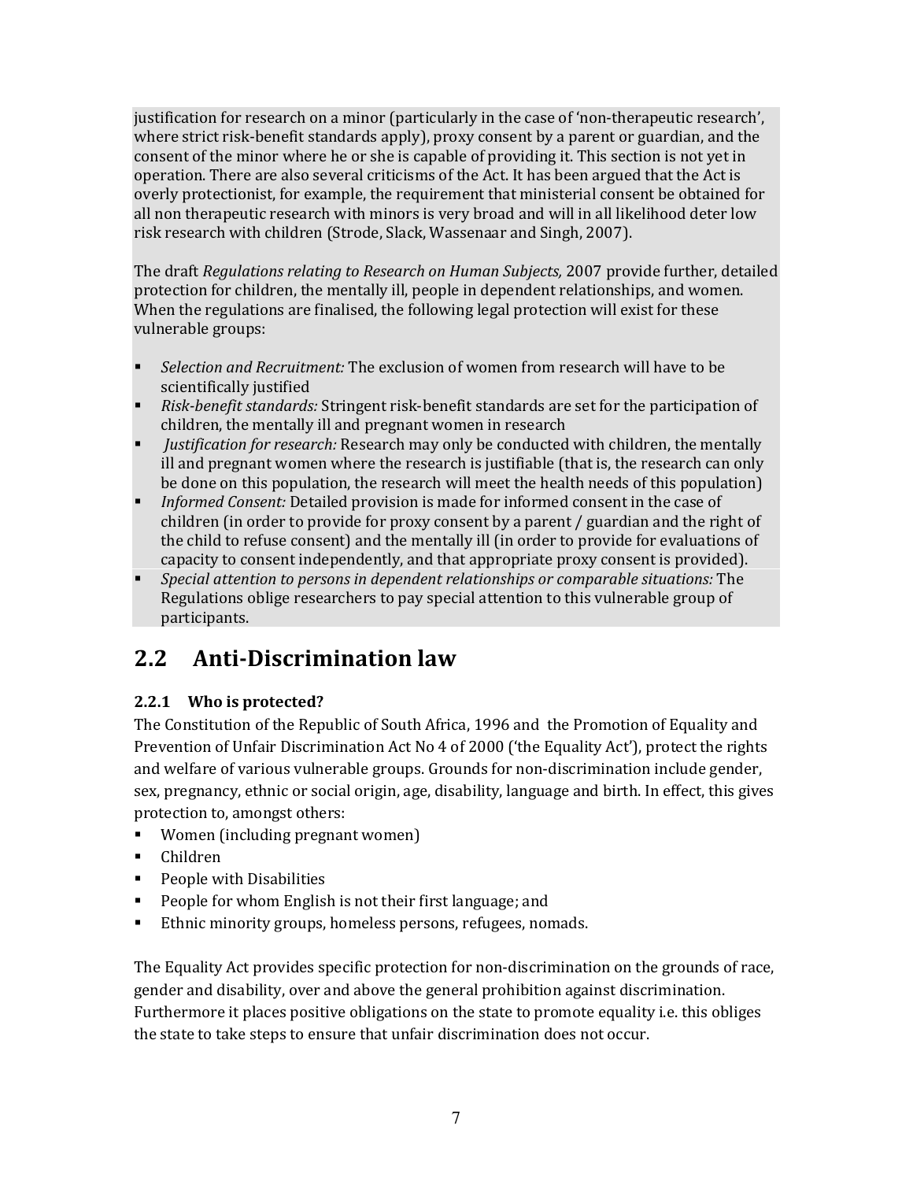justification for research on a minor (particularly in the case of 'non-therapeutic research', where strict risk-benefit standards apply), proxy consent by a parent or guardian, and the consent of the minor where he or she is capable of providing it. This section is not yet in operation. There are also several criticisms of the Act. It has been argued that the Act is overly protectionist, for example, the requirement that ministerial consent be obtained for all non therapeutic research with minors is very broad and will in all likelihood deter low risk research with children (Strode, Slack, Wassenaar and Singh, 2007).

The draft *Regulations relating to Research on Human Subjects,* 2007 provide further, detailed protection for children, the mentally ill, people in dependent relationships, and women. When the regulations are finalised, the following legal protection will exist for these vulnerable groups:

- *Selection and Recruitment:* The exclusion of women from research will have to be scientifically justified
- *Risk-benefit standards:* Stringent risk-benefit standards are set for the participation of children, the mentally ill and pregnant women in research
- *Justification for research:* Research may only be conducted with children, the mentally ill and pregnant women where the research is justifiable (that is, the research can only be done on this population, the research will meet the health needs of this population)
- *Informed Consent:* Detailed provision is made for informed consent in the case of children (in order to provide for proxy consent by a parent / guardian and the right of the child to refuse consent) and the mentally ill (in order to provide for evaluations of capacity to consent independently, and that appropriate proxy consent is provided).
- *Special attention to persons in dependent relationships or comparable situations:* The Regulations oblige researchers to pay special attention to this vulnerable group of participants.

## 2.2 Anti-Discrimination law

### 2.2.1 Who is protected?

The Constitution of the Republic of South Africa, 1996 and the Promotion of Equality and Prevention of Unfair Discrimination Act No 4 of 2000 ('the Equality Act'), protect the rights and welfare of various vulnerable groups. Grounds for non-discrimination include gender, sex, pregnancy, ethnic or social origin, age, disability, language and birth. In effect, this gives protection to, amongst others:

- Women (including pregnant women)
- Children
- People with Disabilities
- People for whom English is not their first language; and
- Ethnic minority groups, homeless persons, refugees, nomads.

The Equality Act provides specific protection for non-discrimination on the grounds of race, gender and disability, over and above the general prohibition against discrimination. Furthermore it places positive obligations on the state to promote equality i.e. this obliges the state to take steps to ensure that unfair discrimination does not occur.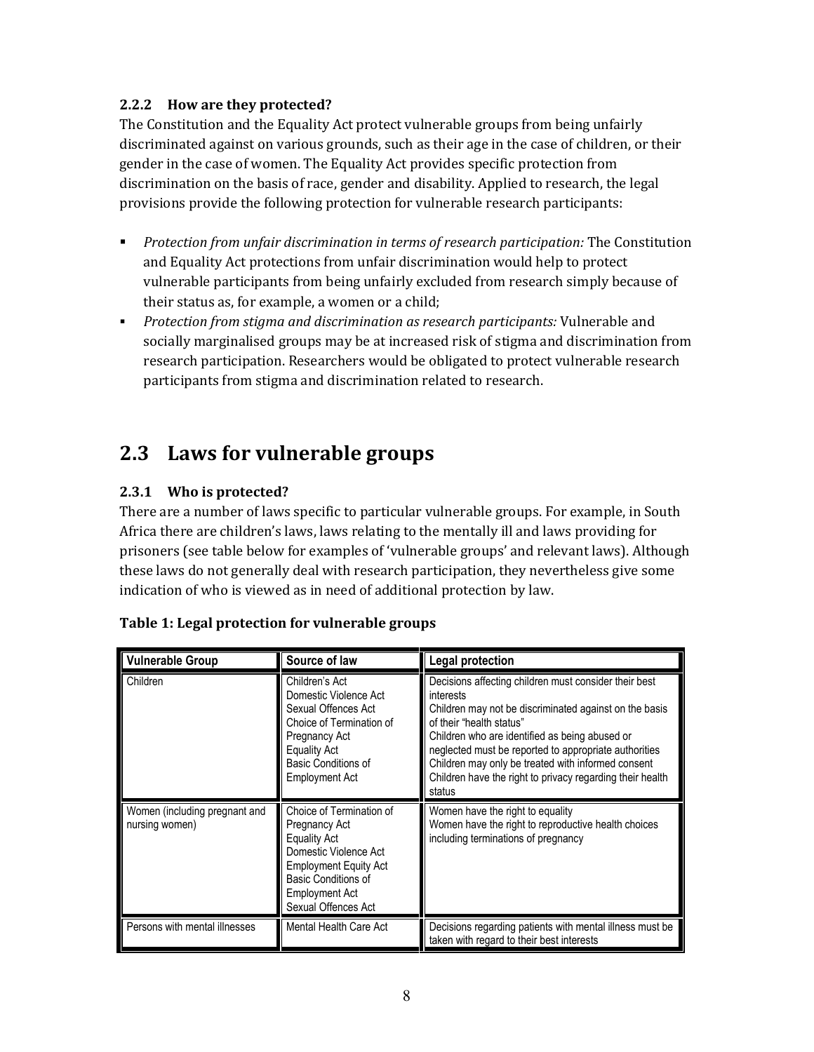### 2.2.2 How are they protected?

The Constitution and the Equality Act protect vulnerable groups from being unfairly discriminated against on various grounds, such as their age in the case of children, or their gender in the case of women. The Equality Act provides specific protection from discrimination on the basis of race, gender and disability. Applied to research, the legal provisions provide the following protection for vulnerable research participants:

- *Protection from unfair discrimination in terms of research participation:* The Constitution and Equality Act protections from unfair discrimination would help to protect vulnerable participants from being unfairly excluded from research simply because of their status as, for example, a women or a child;
- *Protection from stigma and discrimination as research participants:* Vulnerable and socially marginalised groups may be at increased risk of stigma and discrimination from research participation. Researchers would be obligated to protect vulnerable research participants from stigma and discrimination related to research.

## 2.3 Laws for vulnerable groups

### 2.3.1 Who is protected?

There are a number of laws specific to particular vulnerable groups. For example, in South Africa there are children's laws, laws relating to the mentally ill and laws providing for prisoners (see table below for examples of 'vulnerable groups' and relevant laws). Although these laws do not generally deal with research participation, they nevertheless give some indication of who is viewed as in need of additional protection by law.

**Table 1: Legal protection for vulnerable groups**

| Vulnerable Group | Source of law | Legal protection |
|---|---|---|
| Children | Children's Act<br>Domestic Violence Act<br>Sexual Offences Act<br>Choice of Termination of Pregnancy Act<br>Equality Act<br>Basic Conditions of Employment Act | Decisions affecting children must consider their best interests<br>Children may not be discriminated against on the basis of their "health status"<br>Children who are identified as being abused or neglected must be reported to appropriate authorities<br>Children may only be treated with informed consent<br>Children have the right to privacy regarding their health status |
| Women (including pregnant and nursing women) | Choice of Termination of Pregnancy Act<br>Equality Act<br>Domestic Violence Act<br>Employment Equity Act<br>Basic Conditions of Employment Act<br>Sexual Offences Act | Women have the right to equality<br>Women have the right to reproductive health choices including terminations of pregnancy |
| Persons with mental illnesses | Mental Health Care Act | Decisions regarding patients with mental illness must be taken with regard to their best interests |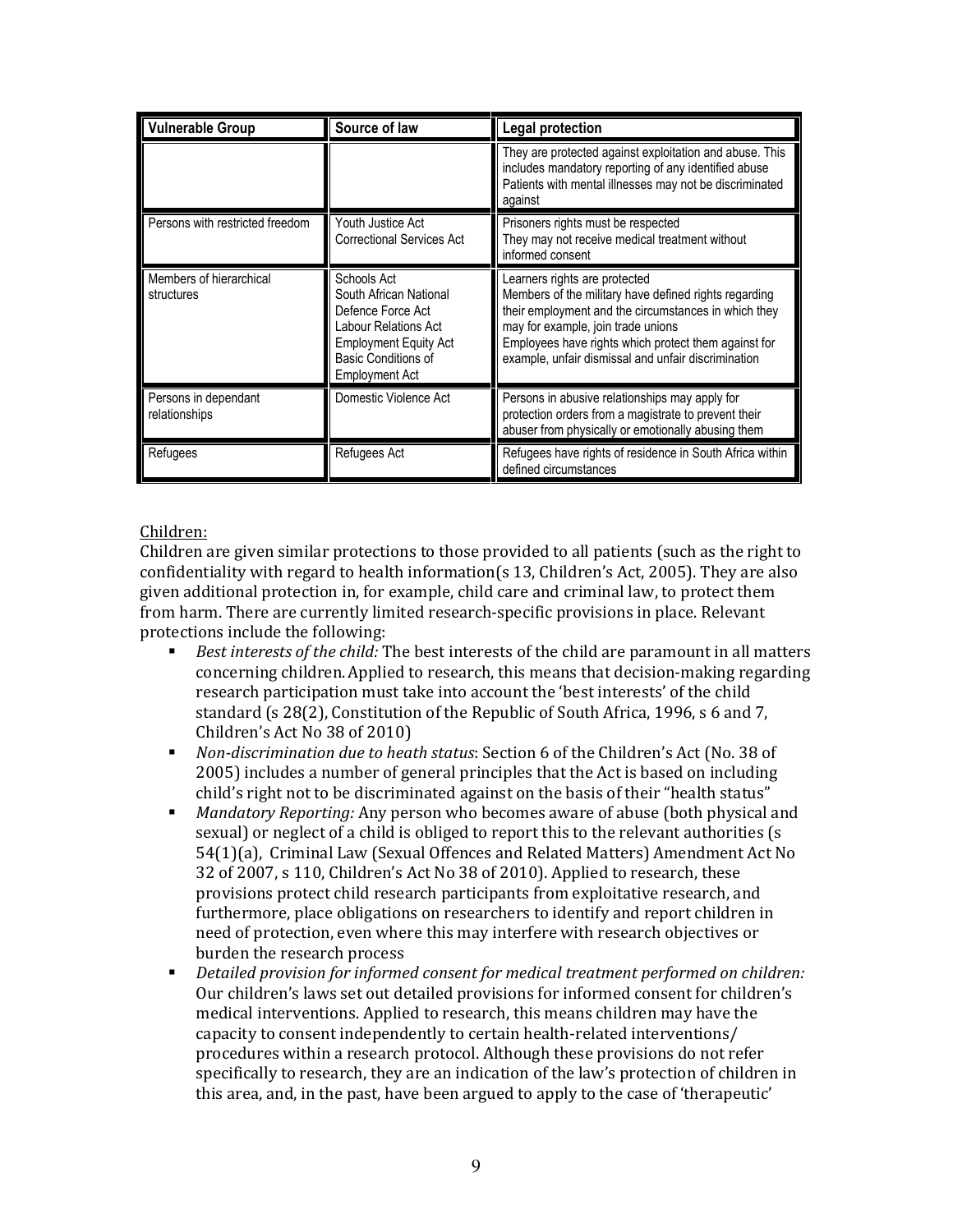| Vulnerable Group | Source of law | Legal protection |
|---|---|---|
| | | They are protected against exploitation and abuse. This includes mandatory reporting of any identified abuse<br>Patients with mental illnesses may not be discriminated against |
| Persons with restricted freedom | Youth Justice Act<br>Correctional Services Act | Prisoners rights must be respected<br>They may not receive medical treatment without informed consent |
| Members of hierarchical structures | Schools Act<br>South African National Defence Force Act<br>Labour Relations Act<br>Employment Equity Act<br>Basic Conditions of Employment Act | Learners rights are protected<br>Members of the military have defined rights regarding their employment and the circumstances in which they may for example, join trade unions<br>Employees have rights which protect them against for example, unfair dismissal and unfair discrimination |
| Persons in dependant relationships | Domestic Violence Act | Persons in abusive relationships may apply for protection orders from a magistrate to prevent their abuser from physically or emotionally abusing them |
| Refugees | Refugees Act | Refugees have rights of residence in South Africa within defined circumstances |

Children:

Children are given similar protections to those provided to all patients (such as the right to confidentiality with regard to health information(s 13, Children's Act, 2005). They are also given additional protection in, for example, child care and criminal law, to protect them from harm. There are currently limited research-specific provisions in place. Relevant protections include the following:

- *Best interests of the child:* The best interests of the child are paramount in all matters concerning children. Applied to research, this means that decision-making regarding research participation must take into account the 'best interests' of the child standard (s 28(2), Constitution of the Republic of South Africa, 1996, s 6 and 7, Children's Act No 38 of 2010)
- *Non-discrimination due to heath status*: Section 6 of the Children's Act (No. 38 of 2005) includes a number of general principles that the Act is based on including child's right not to be discriminated against on the basis of their "health status"
- *Mandatory Reporting:* Any person who becomes aware of abuse (both physical and sexual) or neglect of a child is obliged to report this to the relevant authorities (s 54(1)(a), Criminal Law (Sexual Offences and Related Matters) Amendment Act No 32 of 2007, s 110, Children's Act No 38 of 2010). Applied to research, these provisions protect child research participants from exploitative research, and furthermore, place obligations on researchers to identify and report children in need of protection, even where this may interfere with research objectives or burden the research process
- *Detailed provision for informed consent for medical treatment performed on children:* Our children's laws set out detailed provisions for informed consent for children's medical interventions. Applied to research, this means children may have the capacity to consent independently to certain health-related interventions/ procedures within a research protocol. Although these provisions do not refer specifically to research, they are an indication of the law's protection of children in this area, and, in the past, have been argued to apply to the case of 'therapeutic'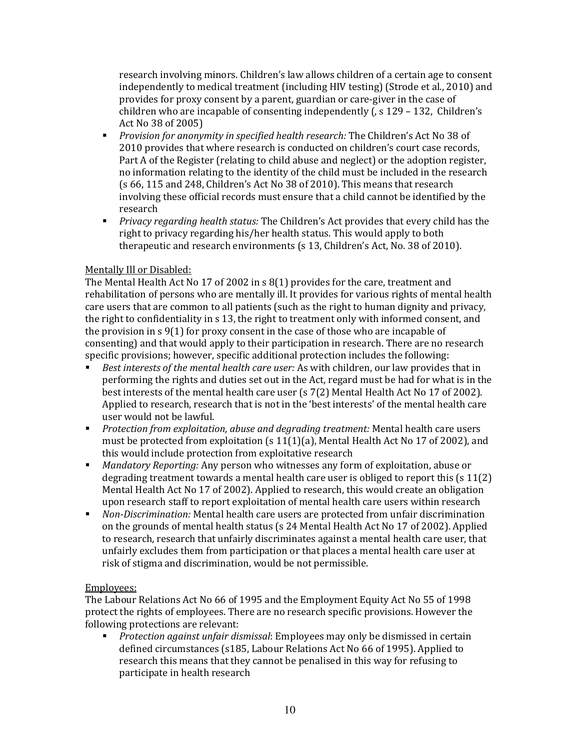research involving minors. Children's law allows children of a certain age to consent independently to medical treatment (including HIV testing) (Strode et al., 2010) and provides for proxy consent by a parent, guardian or care-giver in the case of children who are incapable of consenting independently (, s 129 – 132, Children's Act No 38 of 2005)

- *Provision for anonymity in specified health research:* The Children's Act No 38 of 2010 provides that where research is conducted on children's court case records, Part A of the Register (relating to child abuse and neglect) or the adoption register, no information relating to the identity of the child must be included in the research (s 66, 115 and 248, Children's Act No 38 of 2010). This means that research involving these official records must ensure that a child cannot be identified by the research
- *Privacy regarding health status:* The Children's Act provides that every child has the right to privacy regarding his/her health status. This would apply to both therapeutic and research environments (s 13, Children's Act, No. 38 of 2010).

<u>Mentally Ill or Disabled:</u>

The Mental Health Act No 17 of 2002 in s 8(1) provides for the care, treatment and rehabilitation of persons who are mentally ill. It provides for various rights of mental health care users that are common to all patients (such as the right to human dignity and privacy, the right to confidentiality in s 13, the right to treatment only with informed consent, and the provision in s 9(1) for proxy consent in the case of those who are incapable of consenting) and that would apply to their participation in research. There are no research specific provisions; however, specific additional protection includes the following:

- *Best interests of the mental health care user:* As with children, our law provides that in performing the rights and duties set out in the Act, regard must be had for what is in the best interests of the mental health care user (s 7(2) Mental Health Act No 17 of 2002). Applied to research, research that is not in the 'best interests' of the mental health care user would not be lawful.
- *Protection from exploitation, abuse and degrading treatment:* Mental health care users must be protected from exploitation (s 11(1)(a), Mental Health Act No 17 of 2002), and this would include protection from exploitative research
- *Mandatory Reporting:* Any person who witnesses any form of exploitation, abuse or degrading treatment towards a mental health care user is obliged to report this (s 11(2) Mental Health Act No 17 of 2002). Applied to research, this would create an obligation upon research staff to report exploitation of mental health care users within research
- *Non-Discrimination:* Mental health care users are protected from unfair discrimination on the grounds of mental health status (s 24 Mental Health Act No 17 of 2002). Applied to research, research that unfairly discriminates against a mental health care user, that unfairly excludes them from participation or that places a mental health care user at risk of stigma and discrimination, would be not permissible.

<u>Employees:</u>

The Labour Relations Act No 66 of 1995 and the Employment Equity Act No 55 of 1998 protect the rights of employees. There are no research specific provisions. However the following protections are relevant:

- *Protection against unfair dismissal*: Employees may only be dismissed in certain defined circumstances (s185, Labour Relations Act No 66 of 1995). Applied to research this means that they cannot be penalised in this way for refusing to participate in health research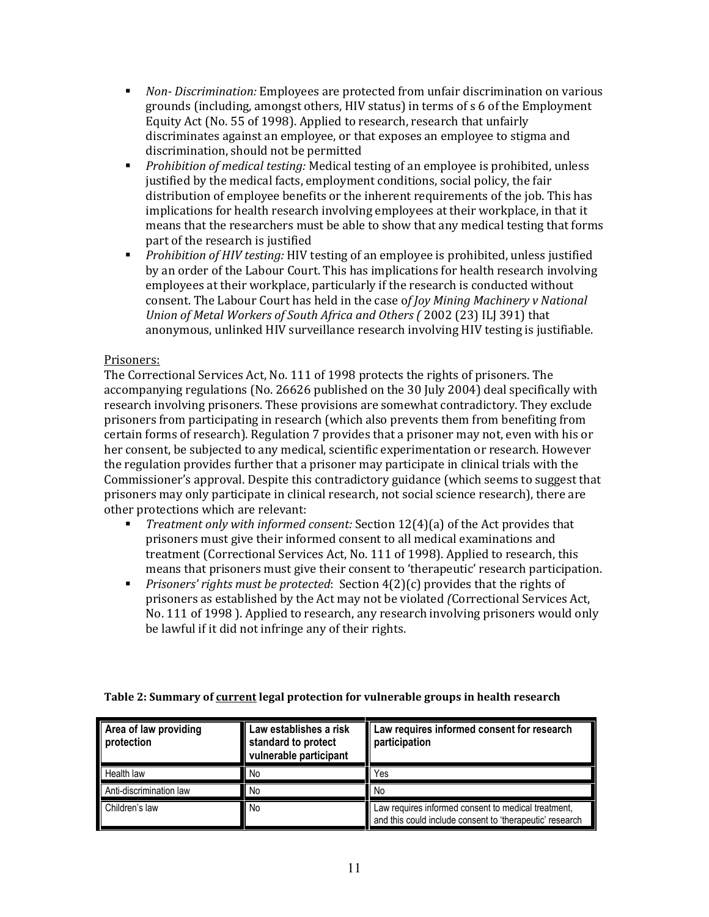- *Non- Discrimination:* Employees are protected from unfair discrimination on various grounds (including, amongst others, HIV status) in terms of s 6 of the Employment Equity Act (No. 55 of 1998). Applied to research, research that unfairly discriminates against an employee, or that exposes an employee to stigma and discrimination, should not be permitted
- *Prohibition of medical testing:* Medical testing of an employee is prohibited, unless justified by the medical facts, employment conditions, social policy, the fair distribution of employee benefits or the inherent requirements of the job. This has implications for health research involving employees at their workplace, in that it means that the researchers must be able to show that any medical testing that forms part of the research is justified
- *Prohibition of HIV testing:* HIV testing of an employee is prohibited, unless justified by an order of the Labour Court. This has implications for health research involving employees at their workplace, particularly if the research is conducted without consent. The Labour Court has held in the case o*f Joy Mining Machinery v National Union of Metal Workers of South Africa and Others (* 2002 (23) ILJ 391) that anonymous, unlinked HIV surveillance research involving HIV testing is justifiable.

Prisoners:

The Correctional Services Act, No. 111 of 1998 protects the rights of prisoners. The accompanying regulations (No. 26626 published on the 30 July 2004) deal specifically with research involving prisoners. These provisions are somewhat contradictory. They exclude prisoners from participating in research (which also prevents them from benefiting from certain forms of research). Regulation 7 provides that a prisoner may not, even with his or her consent, be subjected to any medical, scientific experimentation or research. However the regulation provides further that a prisoner may participate in clinical trials with the Commissioner's approval. Despite this contradictory guidance (which seems to suggest that prisoners may only participate in clinical research, not social science research), there are other protections which are relevant:

- *Treatment only with informed consent:* Section 12(4)(a) of the Act provides that prisoners must give their informed consent to all medical examinations and treatment (Correctional Services Act, No. 111 of 1998). Applied to research, this means that prisoners must give their consent to 'therapeutic' research participation.
- *Prisoners' rights must be protected*: Section 4(2)(c) provides that the rights of prisoners as established by the Act may not be violated *(*Correctional Services Act, No. 111 of 1998 ). Applied to research, any research involving prisoners would only be lawful if it did not infringe any of their rights.

**Table 2: Summary of current legal protection for vulnerable groups in health research**

| Area of law providing protection | Law establishes a risk standard to protect vulnerable participant | Law requires informed consent for research participation |
|---|---|---|
| Health law | No | Yes |
| Anti-discrimination law | No | No |
| Children's law | No | Law requires informed consent to medical treatment, and this could include consent to 'therapeutic' research |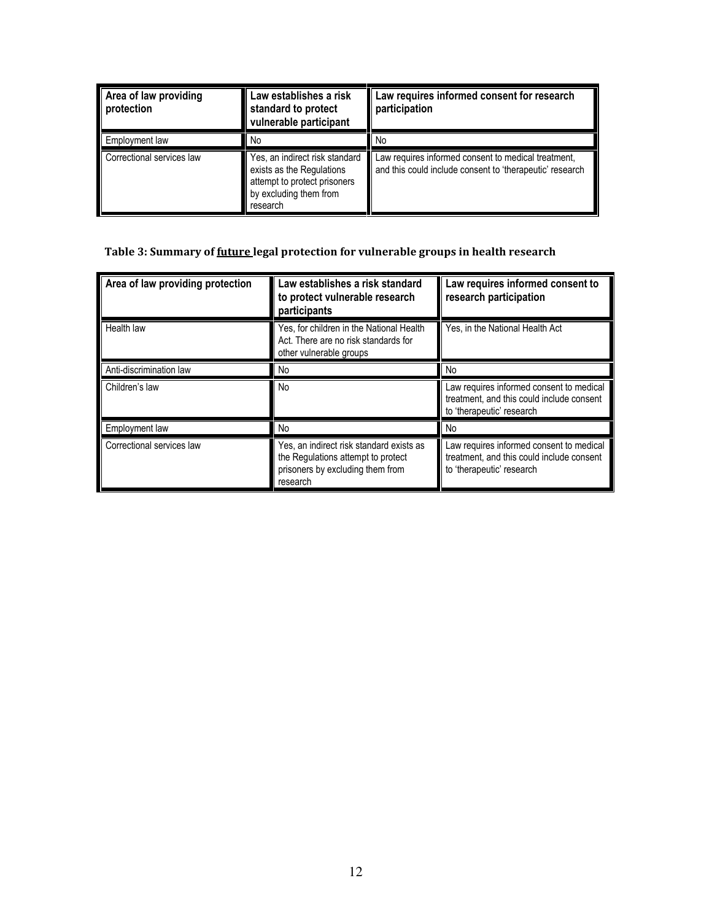| Area of law providing protection | Law establishes a risk standard to protect vulnerable participant | Law requires informed consent for research participation |
| --- | --- | --- |
| Employment law | No | No |
| Correctional services law | Yes, an indirect risk standard exists as the Regulations attempt to protect prisoners by excluding them from research | Law requires informed consent to medical treatment, and this could include consent to 'therapeutic' research |

**Table 3: Summary of <u>future</u> legal protection for vulnerable groups in health research**

| Area of law providing protection | Law establishes a risk standard to protect vulnerable research participants | Law requires informed consent to research participation |
| --- | --- | --- |
| Health law | Yes, for children in the National Health Act. There are no risk standards for other vulnerable groups | Yes, in the National Health Act |
| Anti-discrimination law | No | No |
| Children's law | No | Law requires informed consent to medical treatment, and this could include consent to 'therapeutic' research |
| Employment law | No | No |
| Correctional services law | Yes, an indirect risk standard exists as the Regulations attempt to protect prisoners by excluding them from research | Law requires informed consent to medical treatment, and this could include consent to 'therapeutic' research |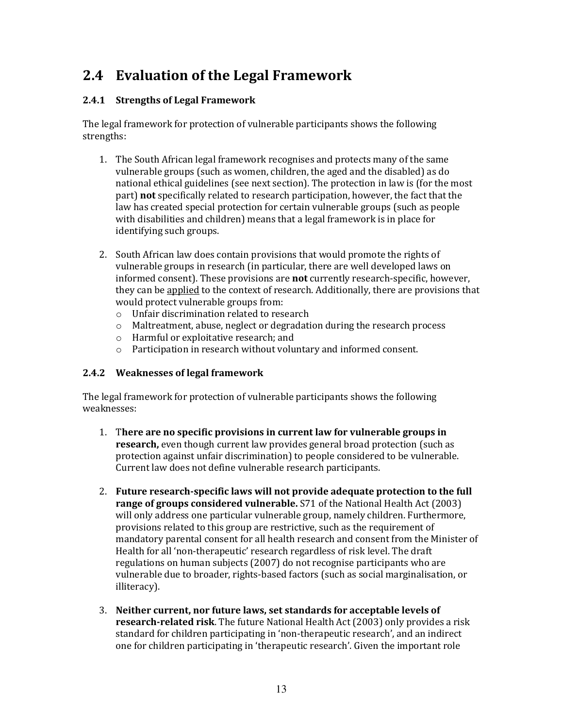## 2.4 Evaluation of the Legal Framework

### 2.4.1 Strengths of Legal Framework

The legal framework for protection of vulnerable participants shows the following strengths:

1. The South African legal framework recognises and protects many of the same vulnerable groups (such as women, children, the aged and the disabled) as do national ethical guidelines (see next section). The protection in law is (for the most part) **not** specifically related to research participation, however, the fact that the law has created special protection for certain vulnerable groups (such as people with disabilities and children) means that a legal framework is in place for identifying such groups.

2. South African law does contain provisions that would promote the rights of vulnerable groups in research (in particular, there are well developed laws on informed consent). These provisions are **not** currently research-specific, however, they can be <u>applied</u> to the context of research. Additionally, there are provisions that would protect vulnerable groups from:
   - Unfair discrimination related to research
   - Maltreatment, abuse, neglect or degradation during the research process
   - Harmful or exploitative research; and
   - Participation in research without voluntary and informed consent.

### 2.4.2 Weaknesses of legal framework

The legal framework for protection of vulnerable participants shows the following weaknesses:

1. T**here are no specific provisions in current law for vulnerable groups in research,** even though current law provides general broad protection (such as protection against unfair discrimination) to people considered to be vulnerable. Current law does not define vulnerable research participants.

2. **Future research-specific laws will not provide adequate protection to the full range of groups considered vulnerable.** S71 of the National Health Act (2003) will only address one particular vulnerable group, namely children. Furthermore, provisions related to this group are restrictive, such as the requirement of mandatory parental consent for all health research and consent from the Minister of Health for all 'non-therapeutic' research regardless of risk level. The draft regulations on human subjects (2007) do not recognise participants who are vulnerable due to broader, rights-based factors (such as social marginalisation, or illiteracy).

3. **Neither current, nor future laws, set standards for acceptable levels of research-related risk**. The future National Health Act (2003) only provides a risk standard for children participating in 'non-therapeutic research', and an indirect one for children participating in 'therapeutic research'. Given the important role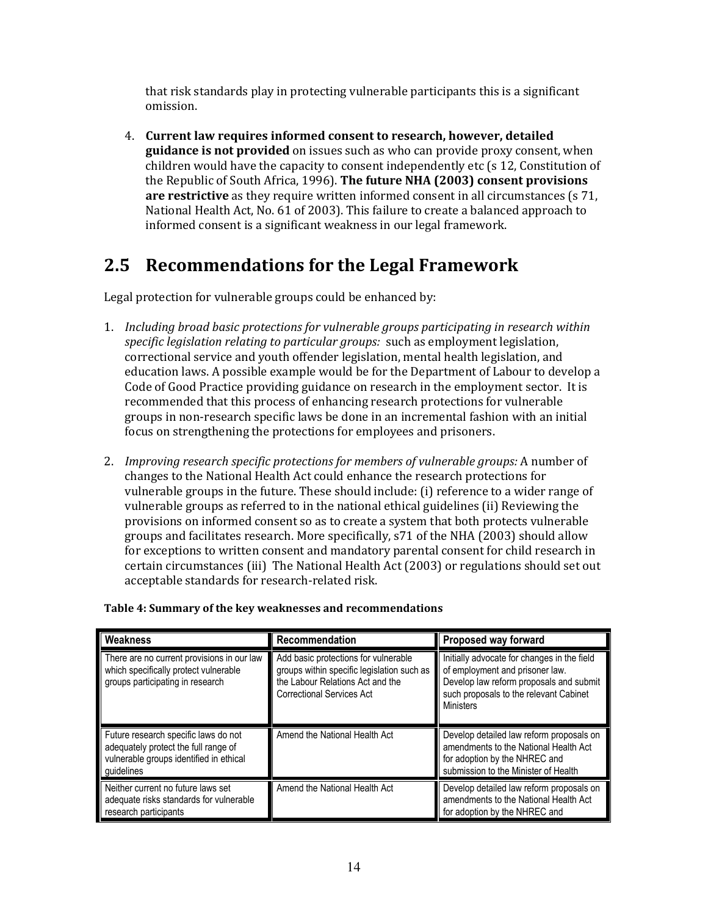that risk standards play in protecting vulnerable participants this is a significant omission.

4. **Current law requires informed consent to research, however, detailed guidance is not provided** on issues such as who can provide proxy consent, when children would have the capacity to consent independently etc (s 12, Constitution of the Republic of South Africa, 1996). **The future NHA (2003) consent provisions are restrictive** as they require written informed consent in all circumstances (s 71, National Health Act, No. 61 of 2003). This failure to create a balanced approach to informed consent is a significant weakness in our legal framework.

## 2.5 Recommendations for the Legal Framework

Legal protection for vulnerable groups could be enhanced by:

1. *Including broad basic protections for vulnerable groups participating in research within specific legislation relating to particular groups:* such as employment legislation, correctional service and youth offender legislation, mental health legislation, and education laws. A possible example would be for the Department of Labour to develop a Code of Good Practice providing guidance on research in the employment sector. It is recommended that this process of enhancing research protections for vulnerable groups in non-research specific laws be done in an incremental fashion with an initial focus on strengthening the protections for employees and prisoners.

2. *Improving research specific protections for members of vulnerable groups:* A number of changes to the National Health Act could enhance the research protections for vulnerable groups in the future. These should include: (i) reference to a wider range of vulnerable groups as referred to in the national ethical guidelines (ii) Reviewing the provisions on informed consent so as to create a system that both protects vulnerable groups and facilitates research. More specifically, s71 of the NHA (2003) should allow for exceptions to written consent and mandatory parental consent for child research in certain circumstances (iii) The National Health Act (2003) or regulations should set out acceptable standards for research-related risk.

**Table 4: Summary of the key weaknesses and recommendations**

| Weakness | Recommendation | Proposed way forward |
|---|---|---|
| There are no current provisions in our law which specifically protect vulnerable groups participating in research | Add basic protections for vulnerable groups within specific legislation such as the Labour Relations Act and the Correctional Services Act | Initially advocate for changes in the field of employment and prisoner law. Develop law reform proposals and submit such proposals to the relevant Cabinet Ministers |
| Future research specific laws do not adequately protect the full range of vulnerable groups identified in ethical guidelines | Amend the National Health Act | Develop detailed law reform proposals on amendments to the National Health Act for adoption by the NHREC and submission to the Minister of Health |
| Neither current no future laws set adequate risks standards for vulnerable research participants | Amend the National Health Act | Develop detailed law reform proposals on amendments to the National Health Act for adoption by the NHREC and |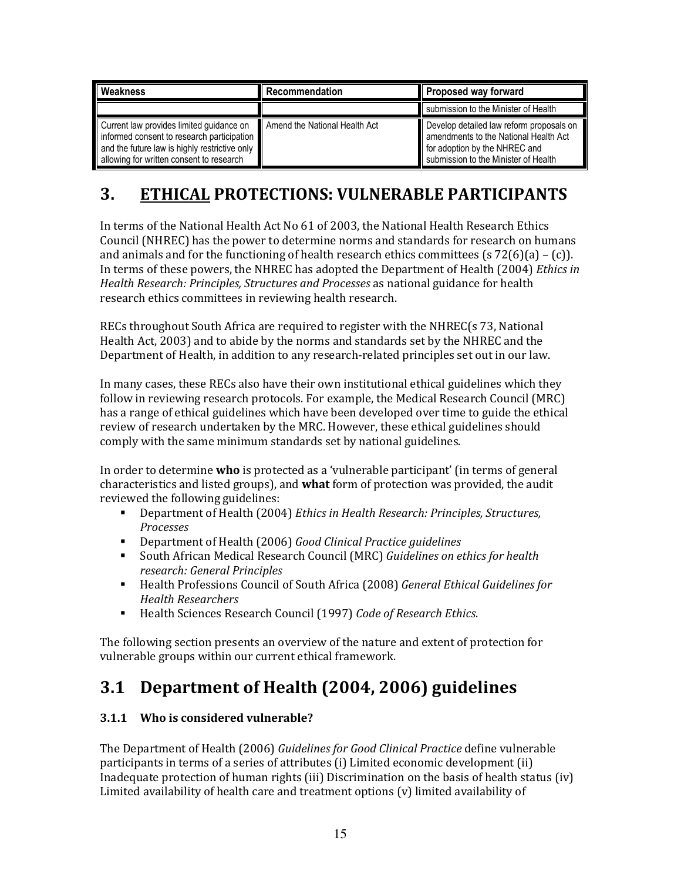| Weakness | Recommendation | Proposed way forward |
|---|---|---|
| | | submission to the Minister of Health |
| Current law provides limited guidance on informed consent to research participation and the future law is highly restrictive only allowing for written consent to research | Amend the National Health Act | Develop detailed law reform proposals on amendments to the National Health Act for adoption by the NHREC and submission to the Minister of Health |

# 3. ETHICAL PROTECTIONS: VULNERABLE PARTICIPANTS

In terms of the National Health Act No 61 of 2003, the National Health Research Ethics Council (NHREC) has the power to determine norms and standards for research on humans and animals and for the functioning of health research ethics committees (s 72(6)(a) – (c)). In terms of these powers, the NHREC has adopted the Department of Health (2004) *Ethics in Health Research: Principles, Structures and Processes* as national guidance for health research ethics committees in reviewing health research.

RECs throughout South Africa are required to register with the NHREC(s 73, National Health Act, 2003) and to abide by the norms and standards set by the NHREC and the Department of Health, in addition to any research-related principles set out in our law.

In many cases, these RECs also have their own institutional ethical guidelines which they follow in reviewing research protocols. For example, the Medical Research Council (MRC) has a range of ethical guidelines which have been developed over time to guide the ethical review of research undertaken by the MRC. However, these ethical guidelines should comply with the same minimum standards set by national guidelines.

In order to determine **who** is protected as a 'vulnerable participant' (in terms of general characteristics and listed groups), and **what** form of protection was provided, the audit reviewed the following guidelines:

- Department of Health (2004) *Ethics in Health Research: Principles, Structures, Processes*
- Department of Health (2006) *Good Clinical Practice guidelines*
- South African Medical Research Council (MRC) *Guidelines on ethics for health research: General Principles*
- Health Professions Council of South Africa (2008) *General Ethical Guidelines for Health Researchers*
- Health Sciences Research Council (1997) *Code of Research Ethics*.

The following section presents an overview of the nature and extent of protection for vulnerable groups within our current ethical framework.

## 3.1 Department of Health (2004, 2006) guidelines

### 3.1.1 Who is considered vulnerable?

The Department of Health (2006) *Guidelines for Good Clinical Practice* define vulnerable participants in terms of a series of attributes (i) Limited economic development (ii) Inadequate protection of human rights (iii) Discrimination on the basis of health status (iv) Limited availability of health care and treatment options (v) limited availability of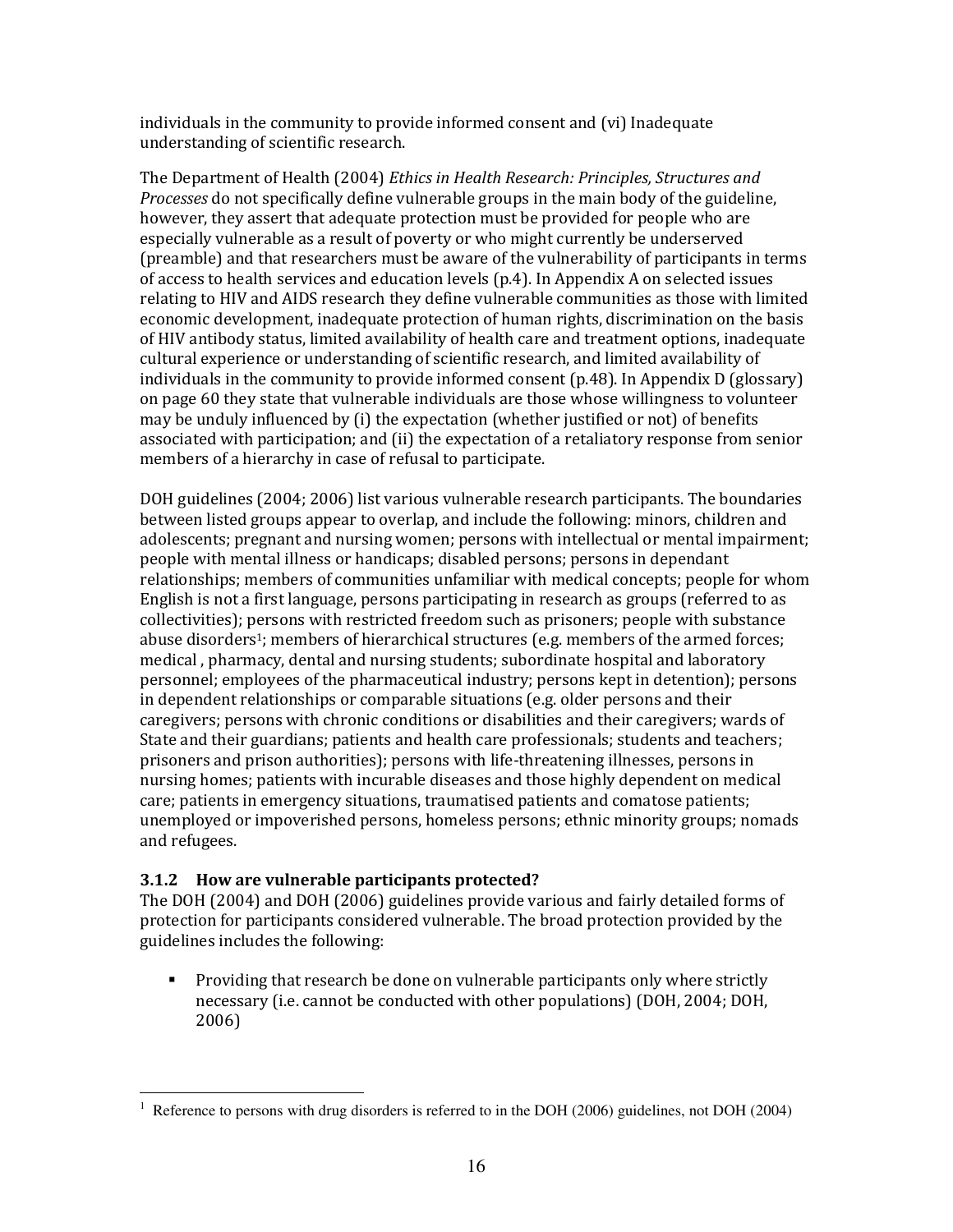individuals in the community to provide informed consent and (vi) Inadequate understanding of scientific research.

The Department of Health (2004) *Ethics in Health Research: Principles, Structures and Processes* do not specifically define vulnerable groups in the main body of the guideline, however, they assert that adequate protection must be provided for people who are especially vulnerable as a result of poverty or who might currently be underserved (preamble) and that researchers must be aware of the vulnerability of participants in terms of access to health services and education levels (p.4). In Appendix A on selected issues relating to HIV and AIDS research they define vulnerable communities as those with limited economic development, inadequate protection of human rights, discrimination on the basis of HIV antibody status, limited availability of health care and treatment options, inadequate cultural experience or understanding of scientific research, and limited availability of individuals in the community to provide informed consent (p.48). In Appendix D (glossary) on page 60 they state that vulnerable individuals are those whose willingness to volunteer may be unduly influenced by (i) the expectation (whether justified or not) of benefits associated with participation; and (ii) the expectation of a retaliatory response from senior members of a hierarchy in case of refusal to participate.

DOH guidelines (2004; 2006) list various vulnerable research participants. The boundaries between listed groups appear to overlap, and include the following: minors, children and adolescents; pregnant and nursing women; persons with intellectual or mental impairment; people with mental illness or handicaps; disabled persons; persons in dependant relationships; members of communities unfamiliar with medical concepts; people for whom English is not a first language, persons participating in research as groups (referred to as collectivities); persons with restricted freedom such as prisoners; people with substance abuse disorders[1]; members of hierarchical structures (e.g. members of the armed forces; medical , pharmacy, dental and nursing students; subordinate hospital and laboratory personnel; employees of the pharmaceutical industry; persons kept in detention); persons in dependent relationships or comparable situations (e.g. older persons and their caregivers; persons with chronic conditions or disabilities and their caregivers; wards of State and their guardians; patients and health care professionals; students and teachers; prisoners and prison authorities); persons with life-threatening illnesses, persons in nursing homes; patients with incurable diseases and those highly dependent on medical care; patients in emergency situations, traumatised patients and comatose patients; unemployed or impoverished persons, homeless persons; ethnic minority groups; nomads and refugees.

### 3.1.2 How are vulnerable participants protected?

The DOH (2004) and DOH (2006) guidelines provide various and fairly detailed forms of protection for participants considered vulnerable. The broad protection provided by the guidelines includes the following:

- Providing that research be done on vulnerable participants only where strictly necessary (i.e. cannot be conducted with other populations) (DOH, 2004; DOH, 2006)

[1] Reference to persons with drug disorders is referred to in the DOH (2006) guidelines, not DOH (2004)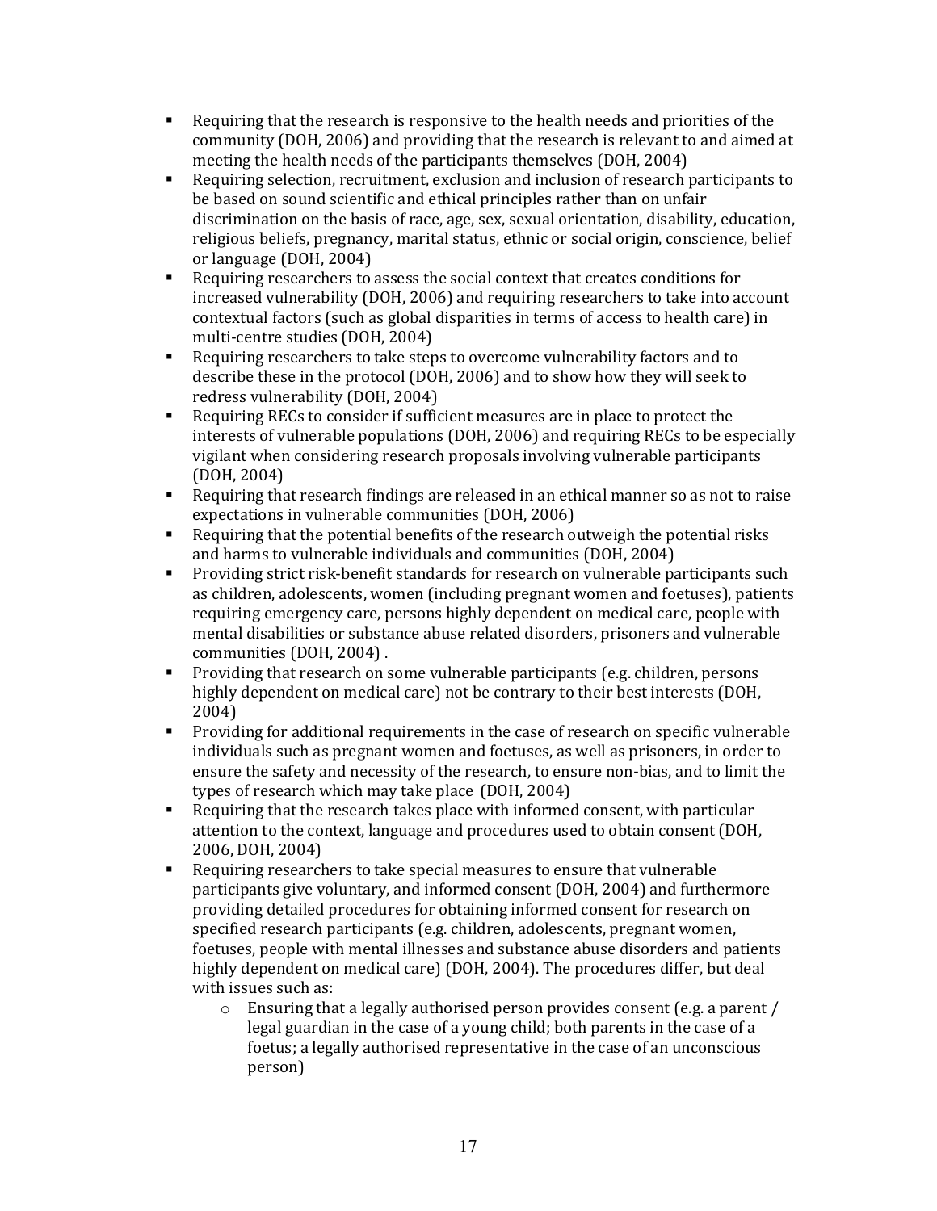- Requiring that the research is responsive to the health needs and priorities of the community (DOH, 2006) and providing that the research is relevant to and aimed at meeting the health needs of the participants themselves (DOH, 2004)
- Requiring selection, recruitment, exclusion and inclusion of research participants to be based on sound scientific and ethical principles rather than on unfair discrimination on the basis of race, age, sex, sexual orientation, disability, education, religious beliefs, pregnancy, marital status, ethnic or social origin, conscience, belief or language (DOH, 2004)
- Requiring researchers to assess the social context that creates conditions for increased vulnerability (DOH, 2006) and requiring researchers to take into account contextual factors (such as global disparities in terms of access to health care) in multi-centre studies (DOH, 2004)
- Requiring researchers to take steps to overcome vulnerability factors and to describe these in the protocol (DOH, 2006) and to show how they will seek to redress vulnerability (DOH, 2004)
- Requiring RECs to consider if sufficient measures are in place to protect the interests of vulnerable populations (DOH, 2006) and requiring RECs to be especially vigilant when considering research proposals involving vulnerable participants (DOH, 2004)
- Requiring that research findings are released in an ethical manner so as not to raise expectations in vulnerable communities (DOH, 2006)
- Requiring that the potential benefits of the research outweigh the potential risks and harms to vulnerable individuals and communities (DOH, 2004)
- Providing strict risk-benefit standards for research on vulnerable participants such as children, adolescents, women (including pregnant women and foetuses), patients requiring emergency care, persons highly dependent on medical care, people with mental disabilities or substance abuse related disorders, prisoners and vulnerable communities (DOH, 2004) .
- Providing that research on some vulnerable participants (e.g. children, persons highly dependent on medical care) not be contrary to their best interests (DOH, 2004)
- Providing for additional requirements in the case of research on specific vulnerable individuals such as pregnant women and foetuses, as well as prisoners, in order to ensure the safety and necessity of the research, to ensure non-bias, and to limit the types of research which may take place (DOH, 2004)
- Requiring that the research takes place with informed consent, with particular attention to the context, language and procedures used to obtain consent (DOH, 2006, DOH, 2004)
- Requiring researchers to take special measures to ensure that vulnerable participants give voluntary, and informed consent (DOH, 2004) and furthermore providing detailed procedures for obtaining informed consent for research on specified research participants (e.g. children, adolescents, pregnant women, foetuses, people with mental illnesses and substance abuse disorders and patients highly dependent on medical care) (DOH, 2004). The procedures differ, but deal with issues such as:
    - Ensuring that a legally authorised person provides consent (e.g. a parent / legal guardian in the case of a young child; both parents in the case of a foetus; a legally authorised representative in the case of an unconscious person)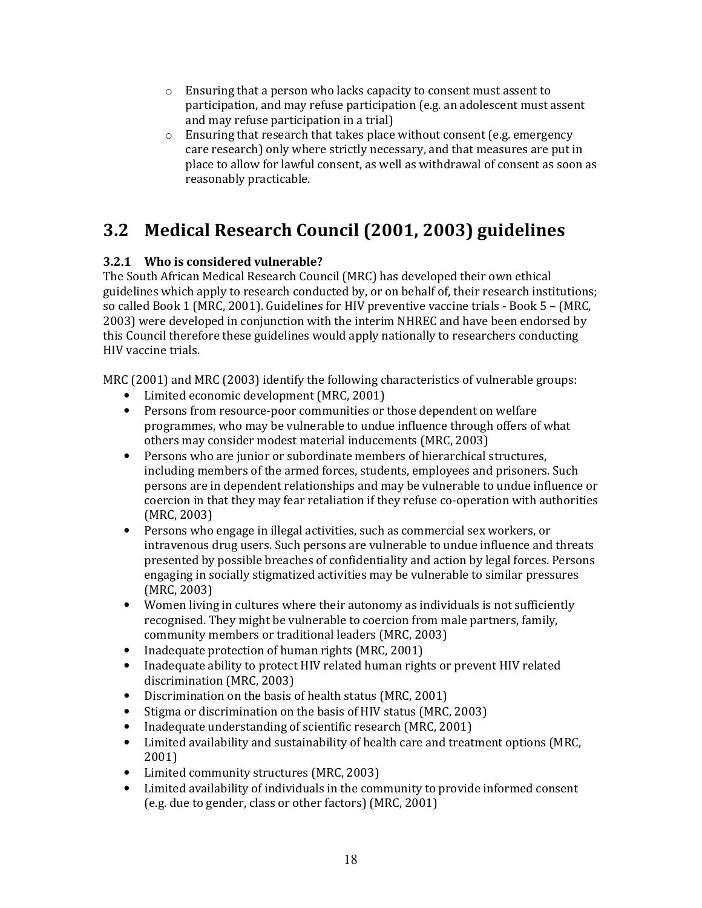- Ensuring that a person who lacks capacity to consent must assent to participation, and may refuse participation (e.g. an adolescent must assent and may refuse participation in a trial)
  - Ensuring that research that takes place without consent (e.g. emergency care research) only where strictly necessary, and that measures are put in place to allow for lawful consent, as well as withdrawal of consent as soon as reasonably practicable.

## 3.2 Medical Research Council (2001, 2003) guidelines

### 3.2.1 Who is considered vulnerable?

The South African Medical Research Council (MRC) has developed their own ethical guidelines which apply to research conducted by, or on behalf of, their research institutions; so called Book 1 (MRC, 2001). Guidelines for HIV preventive vaccine trials - Book 5 – (MRC, 2003) were developed in conjunction with the interim NHREC and have been endorsed by this Council therefore these guidelines would apply nationally to researchers conducting HIV vaccine trials.

MRC (2001) and MRC (2003) identify the following characteristics of vulnerable groups:

- Limited economic development (MRC, 2001)
- Persons from resource-poor communities or those dependent on welfare programmes, who may be vulnerable to undue influence through offers of what others may consider modest material inducements (MRC, 2003)
- Persons who are junior or subordinate members of hierarchical structures, including members of the armed forces, students, employees and prisoners. Such persons are in dependent relationships and may be vulnerable to undue influence or coercion in that they may fear retaliation if they refuse co-operation with authorities (MRC, 2003)
- Persons who engage in illegal activities, such as commercial sex workers, or intravenous drug users. Such persons are vulnerable to undue influence and threats presented by possible breaches of confidentiality and action by legal forces. Persons engaging in socially stigmatized activities may be vulnerable to similar pressures (MRC, 2003)
- Women living in cultures where their autonomy as individuals is not sufficiently recognised. They might be vulnerable to coercion from male partners, family, community members or traditional leaders (MRC, 2003)
- Inadequate protection of human rights (MRC, 2001)
- Inadequate ability to protect HIV related human rights or prevent HIV related discrimination (MRC, 2003)
- Discrimination on the basis of health status (MRC, 2001)
- Stigma or discrimination on the basis of HIV status (MRC, 2003)
- Inadequate understanding of scientific research (MRC, 2001)
- Limited availability and sustainability of health care and treatment options (MRC, 2001)
- Limited community structures (MRC, 2003)
- Limited availability of individuals in the community to provide informed consent (e.g. due to gender, class or other factors) (MRC, 2001)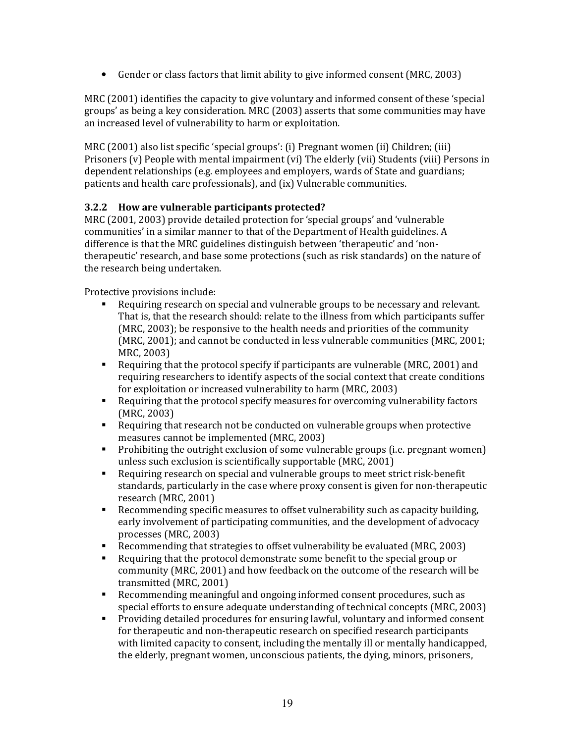- Gender or class factors that limit ability to give informed consent (MRC, 2003)

MRC (2001) identifies the capacity to give voluntary and informed consent of these 'special groups' as being a key consideration. MRC (2003) asserts that some communities may have an increased level of vulnerability to harm or exploitation.

MRC (2001) also list specific 'special groups': (i) Pregnant women (ii) Children; (iii) Prisoners (v) People with mental impairment (vi) The elderly (vii) Students (viii) Persons in dependent relationships (e.g. employees and employers, wards of State and guardians; patients and health care professionals), and (ix) Vulnerable communities.

### 3.2.2 How are vulnerable participants protected?

MRC (2001, 2003) provide detailed protection for 'special groups' and 'vulnerable communities' in a similar manner to that of the Department of Health guidelines. A difference is that the MRC guidelines distinguish between 'therapeutic' and 'non-therapeutic' research, and base some protections (such as risk standards) on the nature of the research being undertaken.

Protective provisions include:

- Requiring research on special and vulnerable groups to be necessary and relevant. That is, that the research should: relate to the illness from which participants suffer (MRC, 2003); be responsive to the health needs and priorities of the community (MRC, 2001); and cannot be conducted in less vulnerable communities (MRC, 2001; MRC, 2003)
- Requiring that the protocol specify if participants are vulnerable (MRC, 2001) and requiring researchers to identify aspects of the social context that create conditions for exploitation or increased vulnerability to harm (MRC, 2003)
- Requiring that the protocol specify measures for overcoming vulnerability factors (MRC, 2003)
- Requiring that research not be conducted on vulnerable groups when protective measures cannot be implemented (MRC, 2003)
- Prohibiting the outright exclusion of some vulnerable groups (i.e. pregnant women) unless such exclusion is scientifically supportable (MRC, 2001)
- Requiring research on special and vulnerable groups to meet strict risk-benefit standards, particularly in the case where proxy consent is given for non-therapeutic research (MRC, 2001)
- Recommending specific measures to offset vulnerability such as capacity building, early involvement of participating communities, and the development of advocacy processes (MRC, 2003)
- Recommending that strategies to offset vulnerability be evaluated (MRC, 2003)
- Requiring that the protocol demonstrate some benefit to the special group or community (MRC, 2001) and how feedback on the outcome of the research will be transmitted (MRC, 2001)
- Recommending meaningful and ongoing informed consent procedures, such as special efforts to ensure adequate understanding of technical concepts (MRC, 2003)
- Providing detailed procedures for ensuring lawful, voluntary and informed consent for therapeutic and non-therapeutic research on specified research participants with limited capacity to consent, including the mentally ill or mentally handicapped, the elderly, pregnant women, unconscious patients, the dying, minors, prisoners,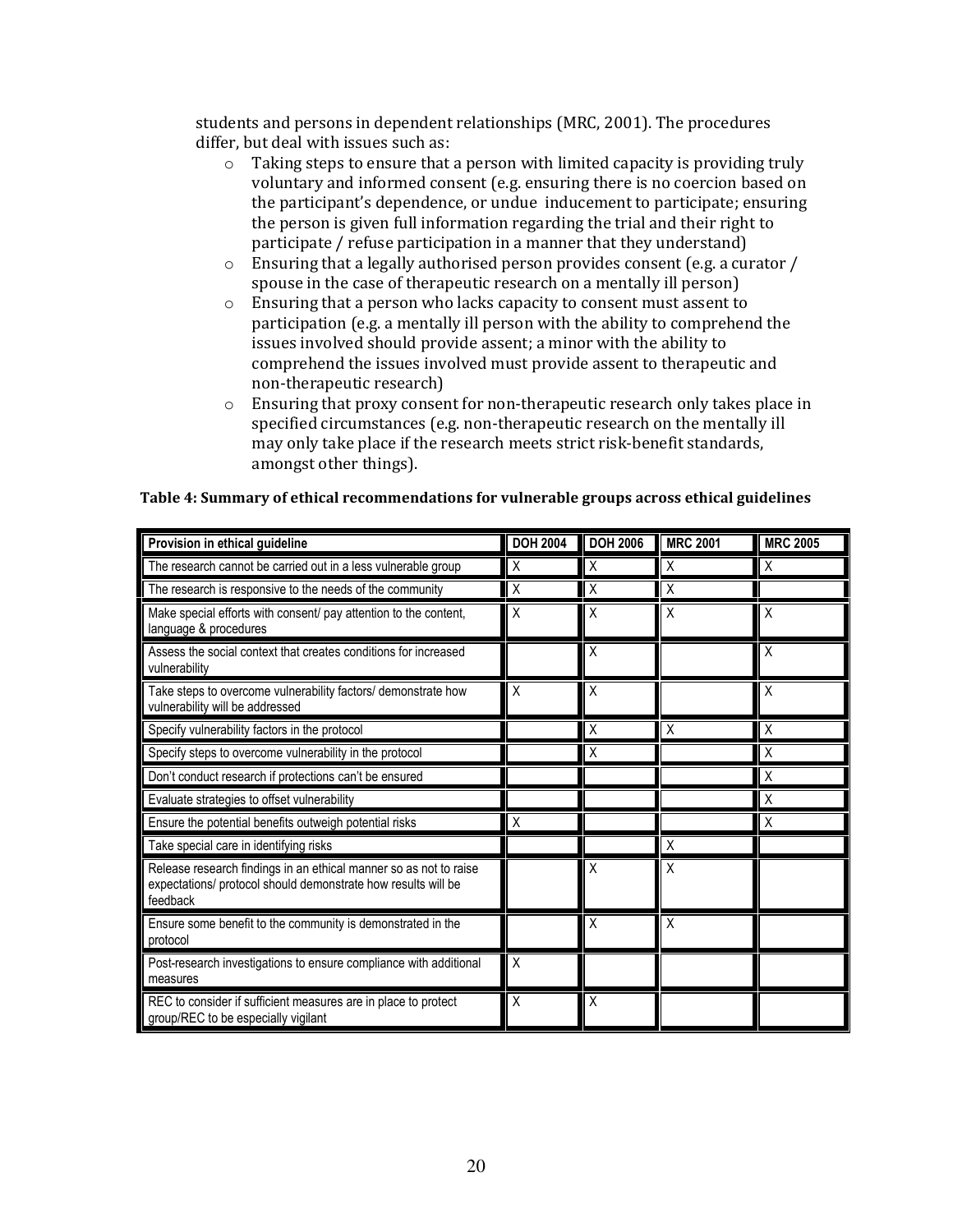students and persons in dependent relationships (MRC, 2001). The procedures differ, but deal with issues such as:

- Taking steps to ensure that a person with limited capacity is providing truly voluntary and informed consent (e.g. ensuring there is no coercion based on the participant's dependence, or undue inducement to participate; ensuring the person is given full information regarding the trial and their right to participate / refuse participation in a manner that they understand)
- Ensuring that a legally authorised person provides consent (e.g. a curator / spouse in the case of therapeutic research on a mentally ill person)
- Ensuring that a person who lacks capacity to consent must assent to participation (e.g. a mentally ill person with the ability to comprehend the issues involved should provide assent; a minor with the ability to comprehend the issues involved must provide assent to therapeutic and non-therapeutic research)
- Ensuring that proxy consent for non-therapeutic research only takes place in specified circumstances (e.g. non-therapeutic research on the mentally ill may only take place if the research meets strict risk-benefit standards, amongst other things).

**Table 4: Summary of ethical recommendations for vulnerable groups across ethical guidelines**

| Provision in ethical guideline | DOH 2004 | DOH 2006 | MRC 2001 | MRC 2005 |
|---|---|---|---|---|
| The research cannot be carried out in a less vulnerable group | X | X | X | X |
| The research is responsive to the needs of the community | X | X | X | |
| Make special efforts with consent/ pay attention to the content, language & procedures | X | X | X | X |
| Assess the social context that creates conditions for increased vulnerability | | X | | X |
| Take steps to overcome vulnerability factors/ demonstrate how vulnerability will be addressed | X | X | | X |
| Specify vulnerability factors in the protocol | | X | X | X |
| Specify steps to overcome vulnerability in the protocol | | X | | X |
| Don't conduct research if protections can't be ensured | | | | X |
| Evaluate strategies to offset vulnerability | | | | X |
| Ensure the potential benefits outweigh potential risks | X | | | X |
| Take special care in identifying risks | | | X | |
| Release research findings in an ethical manner so as not to raise expectations/ protocol should demonstrate how results will be feedback | | X | X | |
| Ensure some benefit to the community is demonstrated in the protocol | | X | X | |
| Post-research investigations to ensure compliance with additional measures | X | | | |
| REC to consider if sufficient measures are in place to protect group/REC to be especially vigilant | X | X | | |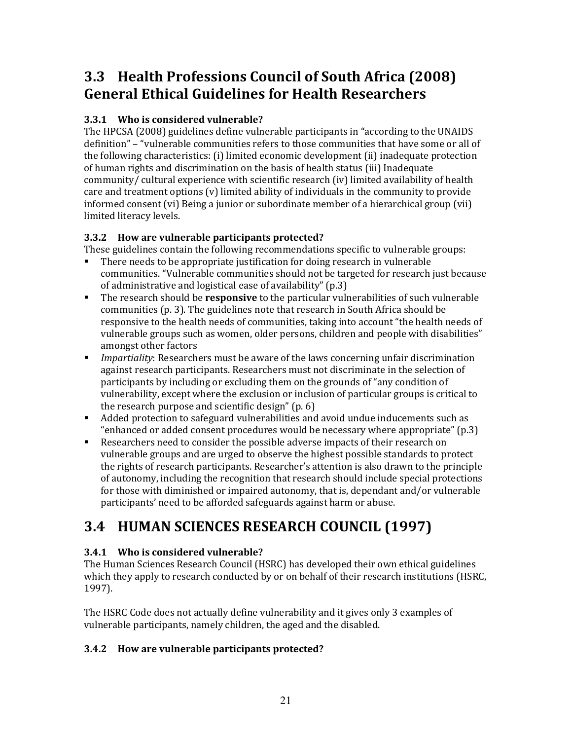## 3.3 Health Professions Council of South Africa (2008) General Ethical Guidelines for Health Researchers

### 3.3.1 Who is considered vulnerable?

The HPCSA (2008) guidelines define vulnerable participants in "according to the UNAIDS definition" – "vulnerable communities refers to those communities that have some or all of the following characteristics: (i) limited economic development (ii) inadequate protection of human rights and discrimination on the basis of health status (iii) Inadequate community/ cultural experience with scientific research (iv) limited availability of health care and treatment options (v) limited ability of individuals in the community to provide informed consent (vi) Being a junior or subordinate member of a hierarchical group (vii) limited literacy levels.

### 3.3.2 How are vulnerable participants protected?

These guidelines contain the following recommendations specific to vulnerable groups:

- There needs to be appropriate justification for doing research in vulnerable communities. "Vulnerable communities should not be targeted for research just because of administrative and logistical ease of availability" (p.3)
- The research should be **responsive** to the particular vulnerabilities of such vulnerable communities (p. 3). The guidelines note that research in South Africa should be responsive to the health needs of communities, taking into account "the health needs of vulnerable groups such as women, older persons, children and people with disabilities" amongst other factors
- *Impartiality*: Researchers must be aware of the laws concerning unfair discrimination against research participants. Researchers must not discriminate in the selection of participants by including or excluding them on the grounds of "any condition of vulnerability, except where the exclusion or inclusion of particular groups is critical to the research purpose and scientific design" (p. 6)
- Added protection to safeguard vulnerabilities and avoid undue inducements such as "enhanced or added consent procedures would be necessary where appropriate" (p.3)
- Researchers need to consider the possible adverse impacts of their research on vulnerable groups and are urged to observe the highest possible standards to protect the rights of research participants. Researcher's attention is also drawn to the principle of autonomy, including the recognition that research should include special protections for those with diminished or impaired autonomy, that is, dependant and/or vulnerable participants' need to be afforded safeguards against harm or abuse.

## 3.4 HUMAN SCIENCES RESEARCH COUNCIL (1997)

### 3.4.1 Who is considered vulnerable?

The Human Sciences Research Council (HSRC) has developed their own ethical guidelines which they apply to research conducted by or on behalf of their research institutions (HSRC, 1997).

The HSRC Code does not actually define vulnerability and it gives only 3 examples of vulnerable participants, namely children, the aged and the disabled.

### 3.4.2 How are vulnerable participants protected?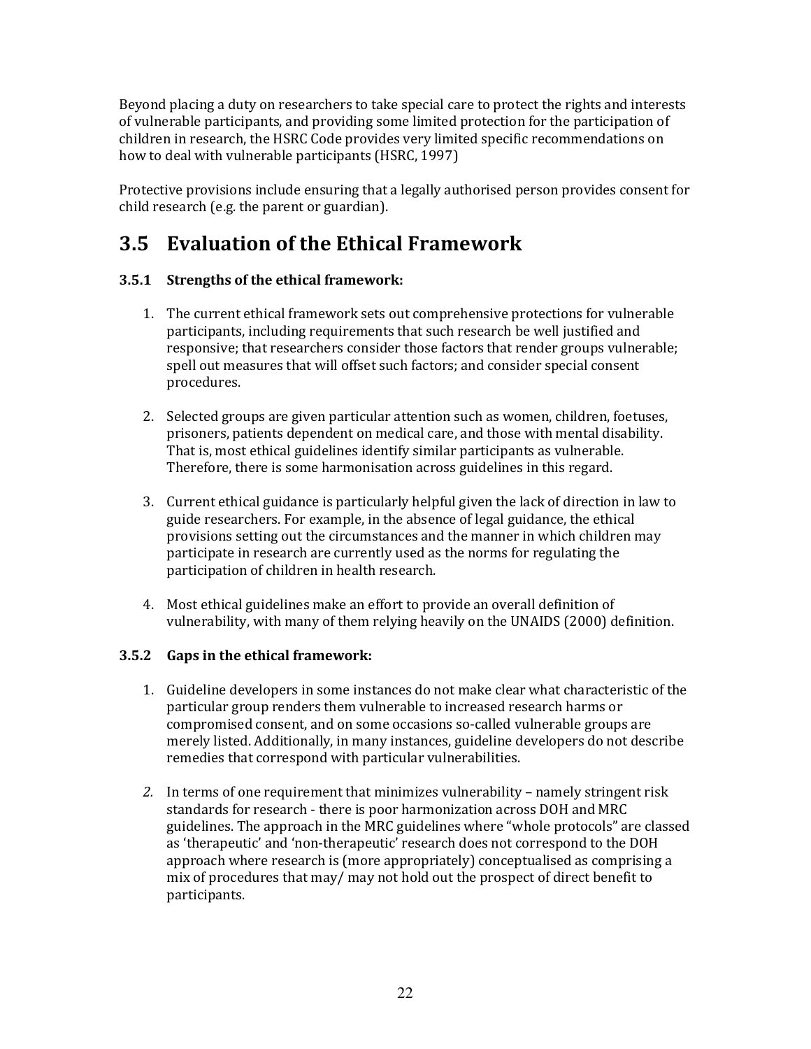Beyond placing a duty on researchers to take special care to protect the rights and interests of vulnerable participants, and providing some limited protection for the participation of children in research, the HSRC Code provides very limited specific recommendations on how to deal with vulnerable participants (HSRC, 1997)

Protective provisions include ensuring that a legally authorised person provides consent for child research (e.g. the parent or guardian).

## 3.5 Evaluation of the Ethical Framework

### 3.5.1 Strengths of the ethical framework:

1. The current ethical framework sets out comprehensive protections for vulnerable participants, including requirements that such research be well justified and responsive; that researchers consider those factors that render groups vulnerable; spell out measures that will offset such factors; and consider special consent procedures.

2. Selected groups are given particular attention such as women, children, foetuses, prisoners, patients dependent on medical care, and those with mental disability. That is, most ethical guidelines identify similar participants as vulnerable. Therefore, there is some harmonisation across guidelines in this regard.

3. Current ethical guidance is particularly helpful given the lack of direction in law to guide researchers. For example, in the absence of legal guidance, the ethical provisions setting out the circumstances and the manner in which children may participate in research are currently used as the norms for regulating the participation of children in health research.

4. Most ethical guidelines make an effort to provide an overall definition of vulnerability, with many of them relying heavily on the UNAIDS (2000) definition.

### 3.5.2 Gaps in the ethical framework:

1. Guideline developers in some instances do not make clear what characteristic of the particular group renders them vulnerable to increased research harms or compromised consent, and on some occasions so-called vulnerable groups are merely listed. Additionally, in many instances, guideline developers do not describe remedies that correspond with particular vulnerabilities.

2. In terms of one requirement that minimizes vulnerability – namely stringent risk standards for research - there is poor harmonization across DOH and MRC guidelines. The approach in the MRC guidelines where "whole protocols" are classed as 'therapeutic' and 'non-therapeutic' research does not correspond to the DOH approach where research is (more appropriately) conceptualised as comprising a mix of procedures that may/ may not hold out the prospect of direct benefit to participants.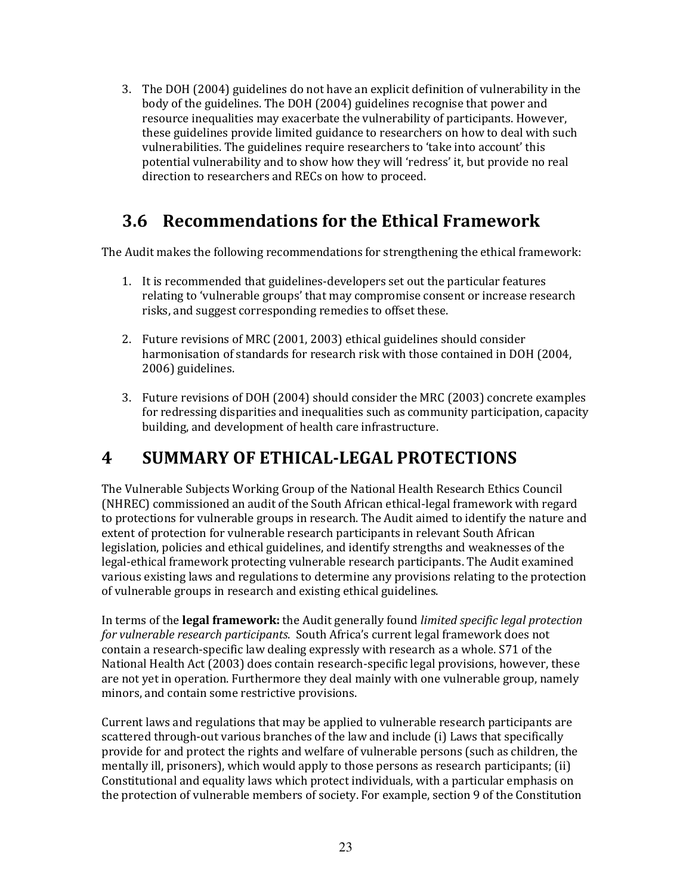3. The DOH (2004) guidelines do not have an explicit definition of vulnerability in the body of the guidelines. The DOH (2004) guidelines recognise that power and resource inequalities may exacerbate the vulnerability of participants. However, these guidelines provide limited guidance to researchers on how to deal with such vulnerabilities. The guidelines require researchers to 'take into account' this potential vulnerability and to show how they will 'redress' it, but provide no real direction to researchers and RECs on how to proceed.

## 3.6 Recommendations for the Ethical Framework

The Audit makes the following recommendations for strengthening the ethical framework:

1. It is recommended that guidelines-developers set out the particular features relating to 'vulnerable groups' that may compromise consent or increase research risks, and suggest corresponding remedies to offset these.

2. Future revisions of MRC (2001, 2003) ethical guidelines should consider harmonisation of standards for research risk with those contained in DOH (2004, 2006) guidelines.

3. Future revisions of DOH (2004) should consider the MRC (2003) concrete examples for redressing disparities and inequalities such as community participation, capacity building, and development of health care infrastructure.

# 4 SUMMARY OF ETHICAL-LEGAL PROTECTIONS

The Vulnerable Subjects Working Group of the National Health Research Ethics Council (NHREC) commissioned an audit of the South African ethical-legal framework with regard to protections for vulnerable groups in research. The Audit aimed to identify the nature and extent of protection for vulnerable research participants in relevant South African legislation, policies and ethical guidelines, and identify strengths and weaknesses of the legal-ethical framework protecting vulnerable research participants. The Audit examined various existing laws and regulations to determine any provisions relating to the protection of vulnerable groups in research and existing ethical guidelines.

In terms of the **legal framework:** the Audit generally found *limited specific legal protection for vulnerable research participants*. South Africa's current legal framework does not contain a research-specific law dealing expressly with research as a whole. S71 of the National Health Act (2003) does contain research-specific legal provisions, however, these are not yet in operation. Furthermore they deal mainly with one vulnerable group, namely minors, and contain some restrictive provisions.

Current laws and regulations that may be applied to vulnerable research participants are scattered through-out various branches of the law and include (i) Laws that specifically provide for and protect the rights and welfare of vulnerable persons (such as children, the mentally ill, prisoners), which would apply to those persons as research participants; (ii) Constitutional and equality laws which protect individuals, with a particular emphasis on the protection of vulnerable members of society. For example, section 9 of the Constitution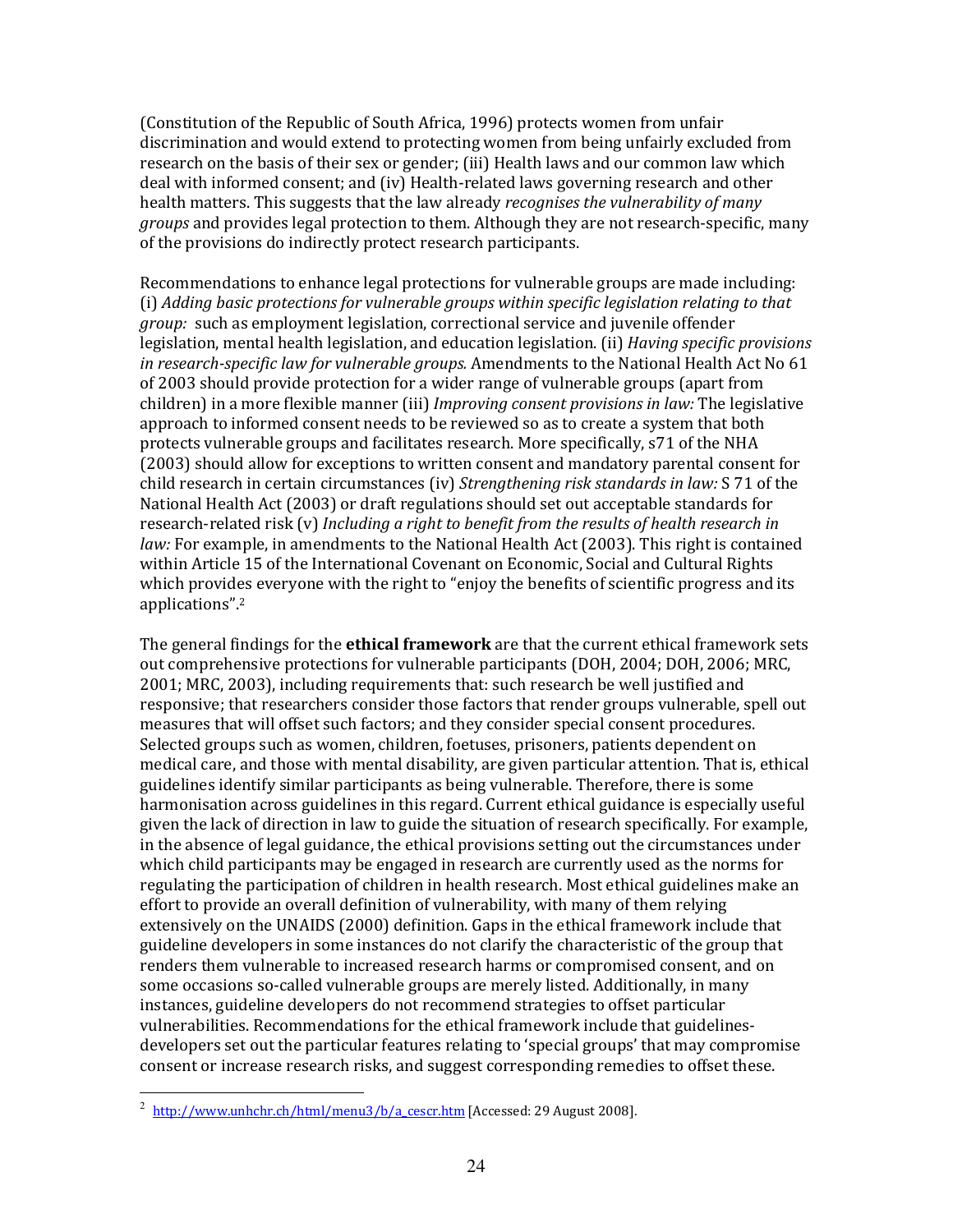(Constitution of the Republic of South Africa, 1996) protects women from unfair discrimination and would extend to protecting women from being unfairly excluded from research on the basis of their sex or gender; (iii) Health laws and our common law which deal with informed consent; and (iv) Health-related laws governing research and other health matters. This suggests that the law already *recognises the vulnerability of many groups* and provides legal protection to them. Although they are not research-specific, many of the provisions do indirectly protect research participants.

Recommendations to enhance legal protections for vulnerable groups are made including: (i) *Adding basic protections for vulnerable groups within specific legislation relating to that group:* such as employment legislation, correctional service and juvenile offender legislation, mental health legislation, and education legislation. (ii) *Having specific provisions in research-specific law for vulnerable groups.* Amendments to the National Health Act No 61 of 2003 should provide protection for a wider range of vulnerable groups (apart from children) in a more flexible manner (iii) *Improving consent provisions in law:* The legislative approach to informed consent needs to be reviewed so as to create a system that both protects vulnerable groups and facilitates research. More specifically, s71 of the NHA (2003) should allow for exceptions to written consent and mandatory parental consent for child research in certain circumstances (iv) *Strengthening risk standards in law:* S 71 of the National Health Act (2003) or draft regulations should set out acceptable standards for research-related risk (v) *Including a right to benefit from the results of health research in law:* For example, in amendments to the National Health Act (2003). This right is contained within Article 15 of the International Covenant on Economic, Social and Cultural Rights which provides everyone with the right to "enjoy the benefits of scientific progress and its applications".[2]

The general findings for the **ethical framework** are that the current ethical framework sets out comprehensive protections for vulnerable participants (DOH, 2004; DOH, 2006; MRC, 2001; MRC, 2003), including requirements that: such research be well justified and responsive; that researchers consider those factors that render groups vulnerable, spell out measures that will offset such factors; and they consider special consent procedures. Selected groups such as women, children, foetuses, prisoners, patients dependent on medical care, and those with mental disability, are given particular attention. That is, ethical guidelines identify similar participants as being vulnerable. Therefore, there is some harmonisation across guidelines in this regard. Current ethical guidance is especially useful given the lack of direction in law to guide the situation of research specifically. For example, in the absence of legal guidance, the ethical provisions setting out the circumstances under which child participants may be engaged in research are currently used as the norms for regulating the participation of children in health research. Most ethical guidelines make an effort to provide an overall definition of vulnerability, with many of them relying extensively on the UNAIDS (2000) definition. Gaps in the ethical framework include that guideline developers in some instances do not clarify the characteristic of the group that renders them vulnerable to increased research harms or compromised consent, and on some occasions so-called vulnerable groups are merely listed. Additionally, in many instances, guideline developers do not recommend strategies to offset particular vulnerabilities. Recommendations for the ethical framework include that guidelines-developers set out the particular features relating to 'special groups' that may compromise consent or increase research risks, and suggest corresponding remedies to offset these.

[2] http://www.unhchr.ch/html/menu3/b/a_cescr.htm [Accessed: 29 August 2008].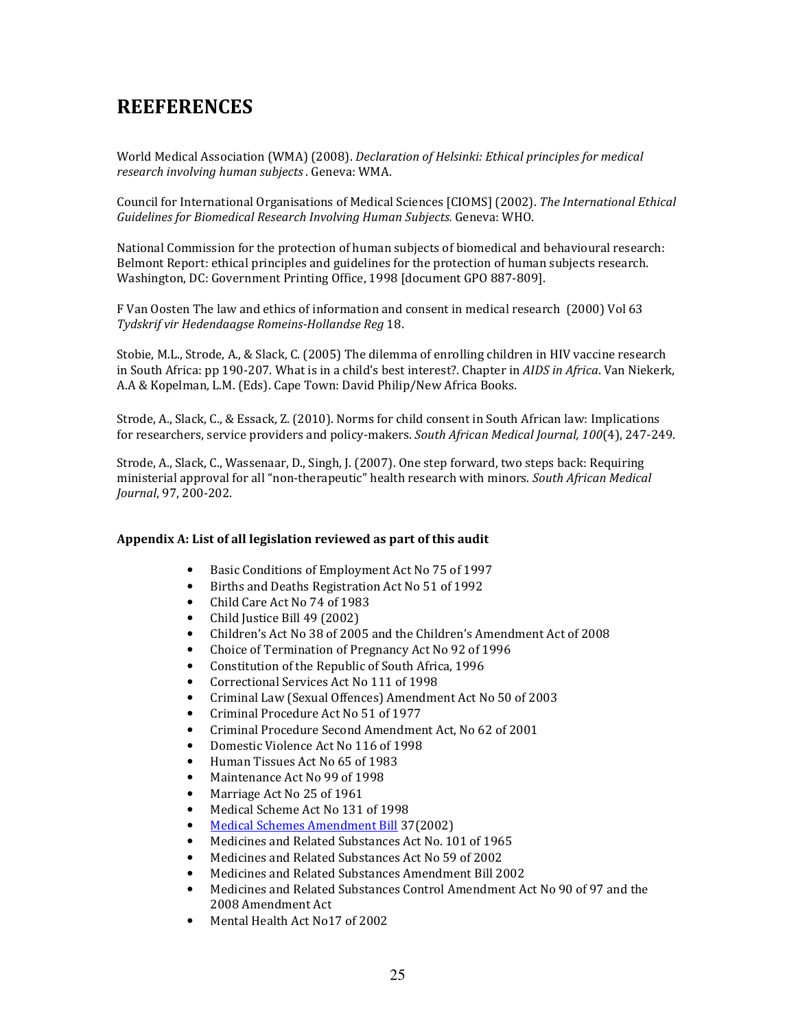# REEFERENCES

World Medical Association (WMA) (2008). *Declaration of Helsinki: Ethical principles for medical research involving human subjects* . Geneva: WMA.

Council for International Organisations of Medical Sciences [CIOMS] (2002). *The International Ethical Guidelines for Biomedical Research Involving Human Subjects.* Geneva: WHO.

National Commission for the protection of human subjects of biomedical and behavioural research: Belmont Report: ethical principles and guidelines for the protection of human subjects research. Washington, DC: Government Printing Office, 1998 [document GPO 887-809].

F Van Oosten The law and ethics of information and consent in medical research (2000) Vol 63 *Tydskrif vir Hedendaagse Romeins-Hollandse Reg* 18.

Stobie, M.L., Strode, A., & Slack, C. (2005) The dilemma of enrolling children in HIV vaccine research in South Africa: pp 190-207. What is in a child's best interest?. Chapter in *AIDS in Africa*. Van Niekerk, A.A & Kopelman, L.M. (Eds). Cape Town: David Philip/New Africa Books.

Strode, A., Slack, C., & Essack, Z. (2010). Norms for child consent in South African law: Implications for researchers, service providers and policy-makers. *South African Medical Journal, 100*(4), 247-249.

Strode, A., Slack, C., Wassenaar, D., Singh, J. (2007). One step forward, two steps back: Requiring ministerial approval for all "non-therapeutic" health research with minors. *South African Medical Journal*, 97, 200-202.

**Appendix A: List of all legislation reviewed as part of this audit**

- Basic Conditions of Employment Act No 75 of 1997
- Births and Deaths Registration Act No 51 of 1992
- Child Care Act No 74 of 1983
- Child Justice Bill 49 (2002)
- Children's Act No 38 of 2005 and the Children's Amendment Act of 2008
- Choice of Termination of Pregnancy Act No 92 of 1996
- Constitution of the Republic of South Africa, 1996
- Correctional Services Act No 111 of 1998
- Criminal Law (Sexual Offences) Amendment Act No 50 of 2003
- Criminal Procedure Act No 51 of 1977
- Criminal Procedure Second Amendment Act, No 62 of 2001
- Domestic Violence Act No 116 of 1998
- Human Tissues Act No 65 of 1983
- Maintenance Act No 99 of 1998
- Marriage Act No 25 of 1961
- Medical Scheme Act No 131 of 1998
- Medical Schemes Amendment Bill 37(2002)
- Medicines and Related Substances Act No. 101 of 1965
- Medicines and Related Substances Act No 59 of 2002
- Medicines and Related Substances Amendment Bill 2002
- Medicines and Related Substances Control Amendment Act No 90 of 97 and the 2008 Amendment Act
- Mental Health Act No17 of 2002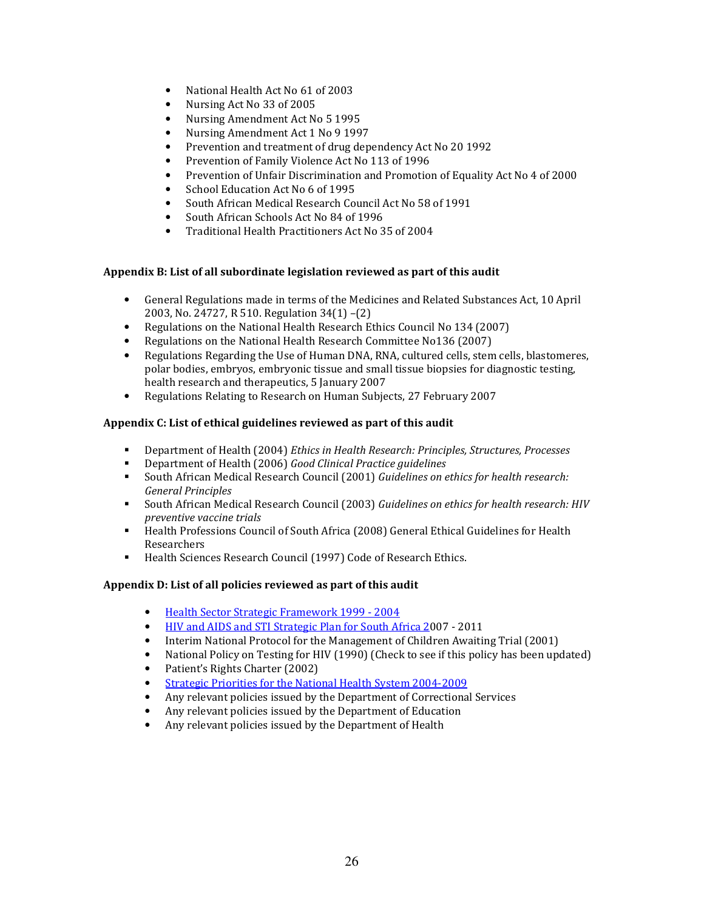- National Health Act No 61 of 2003
- Nursing Act No 33 of 2005
- Nursing Amendment Act No 5 1995
- Nursing Amendment Act 1 No 9 1997
- Prevention and treatment of drug dependency Act No 20 1992
- Prevention of Family Violence Act No 113 of 1996
- Prevention of Unfair Discrimination and Promotion of Equality Act No 4 of 2000
- School Education Act No 6 of 1995
- South African Medical Research Council Act No 58 of 1991
- South African Schools Act No 84 of 1996
- Traditional Health Practitioners Act No 35 of 2004

**Appendix B: List of all subordinate legislation reviewed as part of this audit**

- General Regulations made in terms of the Medicines and Related Substances Act, 10 April 2003, No. 24727, R 510. Regulation 34(1) –(2)
- Regulations on the National Health Research Ethics Council No 134 (2007)
- Regulations on the National Health Research Committee No136 (2007)
- Regulations Regarding the Use of Human DNA, RNA, cultured cells, stem cells, blastomeres, polar bodies, embryos, embryonic tissue and small tissue biopsies for diagnostic testing, health research and therapeutics, 5 January 2007
- Regulations Relating to Research on Human Subjects, 27 February 2007

**Appendix C: List of ethical guidelines reviewed as part of this audit**

- Department of Health (2004) *Ethics in Health Research: Principles, Structures, Processes*
- Department of Health (2006) *Good Clinical Practice guidelines*
- South African Medical Research Council (2001) *Guidelines on ethics for health research: General Principles*
- South African Medical Research Council (2003) *Guidelines on ethics for health research: HIV preventive vaccine trials*
- Health Professions Council of South Africa (2008) General Ethical Guidelines for Health Researchers
- Health Sciences Research Council (1997) Code of Research Ethics.

**Appendix D: List of all policies reviewed as part of this audit**

- Health Sector Strategic Framework 1999 - 2004
- HIV and AIDS and STI Strategic Plan for South Africa 2007 - 2011
- Interim National Protocol for the Management of Children Awaiting Trial (2001)
- National Policy on Testing for HIV (1990) (Check to see if this policy has been updated)
- Patient's Rights Charter (2002)
- Strategic Priorities for the National Health System 2004-2009
- Any relevant policies issued by the Department of Correctional Services
- Any relevant policies issued by the Department of Education
- Any relevant policies issued by the Department of Health